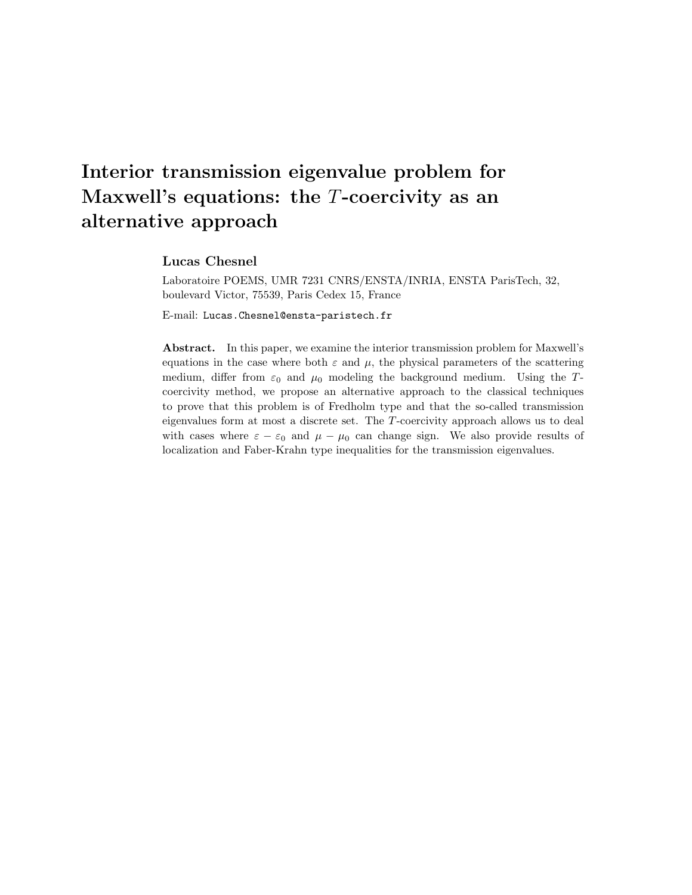# Interior transmission eigenvalue problem for Maxwell's equations: the $T$-coercivity as an alternative approach

**Lucas Chesnel**

Laboratoire POEMS, UMR 7231 CNRS/ENSTA/INRIA, ENSTA ParisTech, 32, boulevard Victor, 75539, Paris Cedex 15, France

E-mail: Lucas.Chesnel@ensta-paristech.fr

**Abstract.** In this paper, we examine the interior transmission problem for Maxwell's equations in the case where both $\varepsilon$ and $\mu$, the physical parameters of the scattering medium, differ from $\varepsilon_0$ and $\mu_0$ modeling the background medium. Using the $T$-coercivity method, we propose an alternative approach to the classical techniques to prove that this problem is of Fredholm type and that the so-called transmission eigenvalues form at most a discrete set. The $T$-coercivity approach allows us to deal with cases where $\varepsilon - \varepsilon_0$ and $\mu - \mu_0$ can change sign. We also provide results of localization and Faber-Krahn type inequalities for the transmission eigenvalues.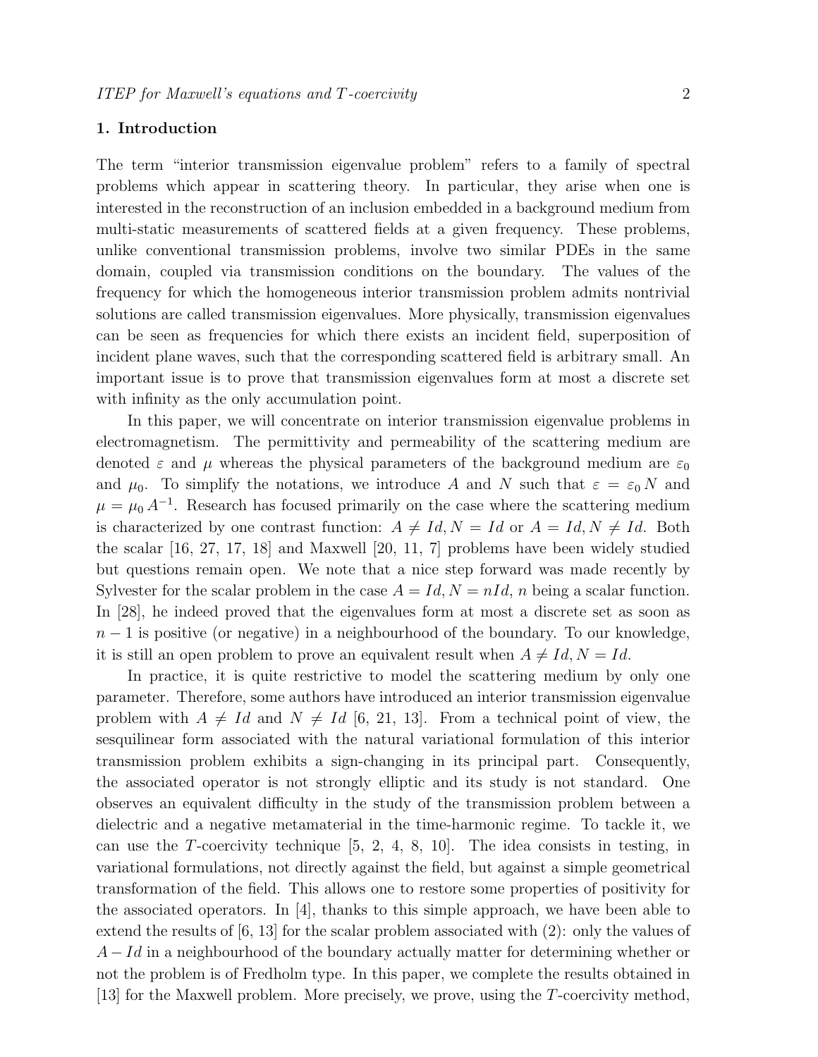## 1. Introduction

The term "interior transmission eigenvalue problem" refers to a family of spectral problems which appear in scattering theory. In particular, they arise when one is interested in the reconstruction of an inclusion embedded in a background medium from multi-static measurements of scattered fields at a given frequency. These problems, unlike conventional transmission problems, involve two similar PDEs in the same domain, coupled via transmission conditions on the boundary. The values of the frequency for which the homogeneous interior transmission problem admits nontrivial solutions are called transmission eigenvalues. More physically, transmission eigenvalues can be seen as frequencies for which there exists an incident field, superposition of incident plane waves, such that the corresponding scattered field is arbitrary small. An important issue is to prove that transmission eigenvalues form at most a discrete set with infinity as the only accumulation point.

In this paper, we will concentrate on interior transmission eigenvalue problems in electromagnetism. The permittivity and permeability of the scattering medium are denoted $\varepsilon$ and $\mu$ whereas the physical parameters of the background medium are $\varepsilon_0$ and $\mu_0$. To simplify the notations, we introduce $A$ and $N$ such that $\varepsilon = \varepsilon_0\, N$ and $\mu = \mu_0\, A^{-1}$. Research has focused primarily on the case where the scattering medium is characterized by one contrast function: $A \neq Id, N = Id$ or $A = Id, N \neq Id$. Both the scalar [16, 27, 17, 18] and Maxwell [20, 11, 7] problems have been widely studied but questions remain open. We note that a nice step forward was made recently by Sylvester for the scalar problem in the case $A = Id, N = nId$, $n$ being a scalar function. In [28], he indeed proved that the eigenvalues form at most a discrete set as soon as $n-1$ is positive (or negative) in a neighbourhood of the boundary. To our knowledge, it is still an open problem to prove an equivalent result when $A \neq Id, N = Id$.

In practice, it is quite restrictive to model the scattering medium by only one parameter. Therefore, some authors have introduced an interior transmission eigenvalue problem with $A \neq Id$ and $N \neq Id$ [6, 21, 13]. From a technical point of view, the sesquilinear form associated with the natural variational formulation of this interior transmission problem exhibits a sign-changing in its principal part. Consequently, the associated operator is not strongly elliptic and its study is not standard. One observes an equivalent difficulty in the study of the transmission problem between a dielectric and a negative metamaterial in the time-harmonic regime. To tackle it, we can use the $T$-coercivity technique [5, 2, 4, 8, 10]. The idea consists in testing, in variational formulations, not directly against the field, but against a simple geometrical transformation of the field. This allows one to restore some properties of positivity for the associated operators. In [4], thanks to this simple approach, we have been able to extend the results of [6, 13] for the scalar problem associated with (2): only the values of $A - Id$ in a neighbourhood of the boundary actually matter for determining whether or not the problem is of Fredholm type. In this paper, we complete the results obtained in [13] for the Maxwell problem. More precisely, we prove, using the $T$-coercivity method,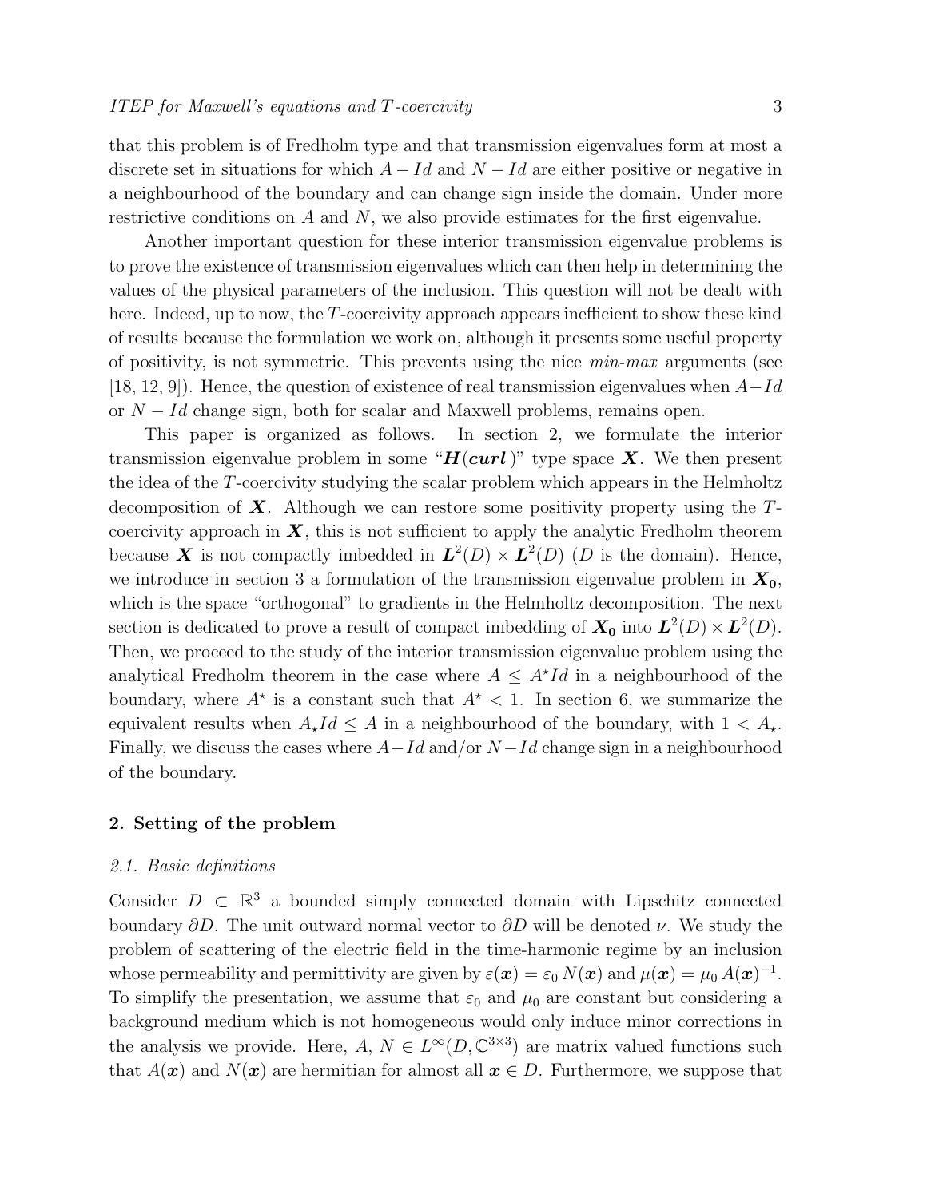that this problem is of Fredholm type and that transmission eigenvalues form at most a discrete set in situations for which $A - Id$ and $N - Id$ are either positive or negative in a neighbourhood of the boundary and can change sign inside the domain. Under more restrictive conditions on $A$ and $N$, we also provide estimates for the first eigenvalue.

Another important question for these interior transmission eigenvalue problems is to prove the existence of transmission eigenvalues which can then help in determining the values of the physical parameters of the inclusion. This question will not be dealt with here. Indeed, up to now, the $T$-coercivity approach appears inefficient to show these kind of results because the formulation we work on, although it presents some useful property of positivity, is not symmetric. This prevents using the nice *min-max* arguments (see [18, 12, 9]). Hence, the question of existence of real transmission eigenvalues when $A - Id$ or $N - Id$ change sign, both for scalar and Maxwell problems, remains open.

This paper is organized as follows. In section 2, we formulate the interior transmission eigenvalue problem in some "$\boldsymbol{H}(\boldsymbol{curl}\,)$" type space $\boldsymbol{X}$. We then present the idea of the $T$-coercivity studying the scalar problem which appears in the Helmholtz decomposition of $\boldsymbol{X}$. Although we can restore some positivity property using the $T$-coercivity approach in $\boldsymbol{X}$, this is not sufficient to apply the analytic Fredholm theorem because $\boldsymbol{X}$ is not compactly imbedded in $\boldsymbol{L}^2(D) \times \boldsymbol{L}^2(D)$ ($D$ is the domain). Hence, we introduce in section 3 a formulation of the transmission eigenvalue problem in $\boldsymbol{X_0}$, which is the space "orthogonal" to gradients in the Helmholtz decomposition. The next section is dedicated to prove a result of compact imbedding of $\boldsymbol{X_0}$ into $\boldsymbol{L}^2(D) \times \boldsymbol{L}^2(D)$. Then, we proceed to the study of the interior transmission eigenvalue problem using the analytical Fredholm theorem in the case where $A \leq A^\star Id$ in a neighbourhood of the boundary, where $A^\star$ is a constant such that $A^\star < 1$. In section 6, we summarize the equivalent results when $A_\star Id \leq A$ in a neighbourhood of the boundary, with $1 < A_\star$. Finally, we discuss the cases where $A - Id$ and/or $N - Id$ change sign in a neighbourhood of the boundary.

## 2. Setting of the problem

### 2.1. Basic definitions

Consider $D \subset \mathbb{R}^3$ a bounded simply connected domain with Lipschitz connected boundary $\partial D$. The unit outward normal vector to $\partial D$ will be denoted $\nu$. We study the problem of scattering of the electric field in the time-harmonic regime by an inclusion whose permeability and permittivity are given by $\varepsilon(\boldsymbol{x}) = \varepsilon_0\, N(\boldsymbol{x})$ and $\mu(\boldsymbol{x}) = \mu_0\, A(\boldsymbol{x})^{-1}$. To simplify the presentation, we assume that $\varepsilon_0$ and $\mu_0$ are constant but considering a background medium which is not homogeneous would only induce minor corrections in the analysis we provide. Here, $A$, $N \in L^\infty(D, \mathbb{C}^{3\times 3})$ are matrix valued functions such that $A(\boldsymbol{x})$ and $N(\boldsymbol{x})$ are hermitian for almost all $\boldsymbol{x} \in D$. Furthermore, we suppose that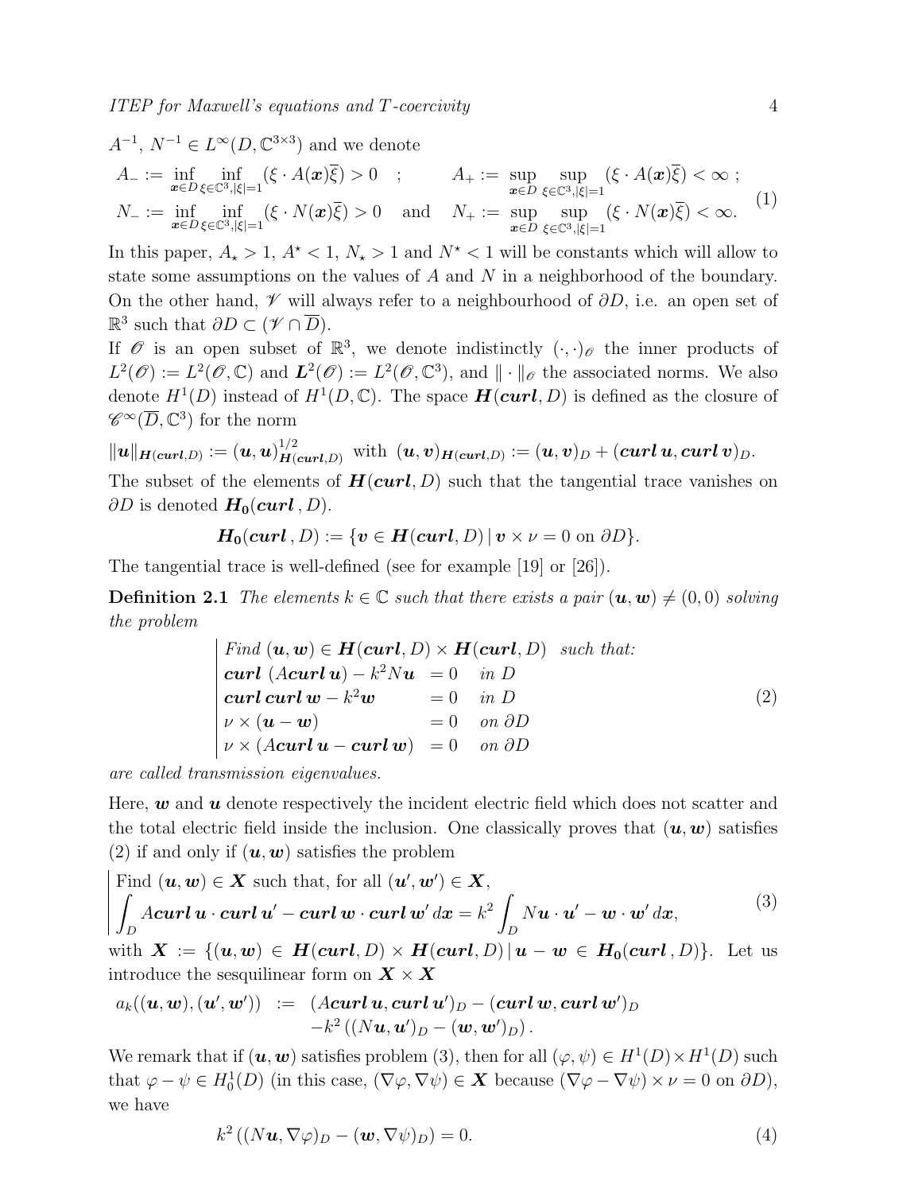$A^{-1}$, $N^{-1} \in L^\infty(D, \mathbb{C}^{3\times 3})$ and we denote

$$
\begin{array}{llll}
A_- := \inf\limits_{\boldsymbol{x}\in D} \inf\limits_{\xi\in\mathbb{C}^3, |\xi|=1} (\xi \cdot A(\boldsymbol{x})\overline{\xi}) > 0 & ; & A_+ := \sup\limits_{\boldsymbol{x}\in D} \sup\limits_{\xi\in\mathbb{C}^3, |\xi|=1} (\xi \cdot A(\boldsymbol{x})\overline{\xi}) < \infty \;; \\
N_- := \inf\limits_{\boldsymbol{x}\in D} \inf\limits_{\xi\in\mathbb{C}^3, |\xi|=1} (\xi \cdot N(\boldsymbol{x})\overline{\xi}) > 0 & \text{and} & N_+ := \sup\limits_{\boldsymbol{x}\in D} \sup\limits_{\xi\in\mathbb{C}^3, |\xi|=1} (\xi \cdot N(\boldsymbol{x})\overline{\xi}) < \infty.
\end{array}
\tag{1}
$$

In this paper, $A_\star > 1$, $A^\star < 1$, $N_\star > 1$ and $N^\star < 1$ will be constants which will allow to state some assumptions on the values of $A$ and $N$ in a neighborhood of the boundary. On the other hand, $\mathscr{V}$ will always refer to a neighbourhood of $\partial D$, i.e. an open set of $\mathbb{R}^3$ such that $\partial D \subset (\mathscr{V} \cap \overline{D})$.

If $\mathscr{O}$ is an open subset of $\mathbb{R}^3$, we denote indistinctly $(\cdot,\cdot)_{\mathscr{O}}$ the inner products of $L^2(\mathscr{O}) := L^2(\mathscr{O}, \mathbb{C})$ and $\boldsymbol{L}^2(\mathscr{O}) := L^2(\mathscr{O}, \mathbb{C}^3)$, and $\|\cdot\|_{\mathscr{O}}$ the associated norms. We also denote $H^1(D)$ instead of $H^1(D, \mathbb{C})$. The space $\boldsymbol{H}(\boldsymbol{curl}, D)$ is defined as the closure of $\mathscr{C}^\infty(\overline{D}, \mathbb{C}^3)$ for the norm

$$
\|\boldsymbol{u}\|_{\boldsymbol{H}(\boldsymbol{curl},D)} := (\boldsymbol{u},\boldsymbol{u})^{1/2}_{\boldsymbol{H}(\boldsymbol{curl},D)} \;\text{ with }\; (\boldsymbol{u},\boldsymbol{v})_{\boldsymbol{H}(\boldsymbol{curl},D)} := (\boldsymbol{u},\boldsymbol{v})_D + (\boldsymbol{curl}\,\boldsymbol{u}, \boldsymbol{curl}\,\boldsymbol{v})_D.
$$

The subset of the elements of $\boldsymbol{H}(\boldsymbol{curl}, D)$ such that the tangential trace vanishes on $\partial D$ is denoted $\boldsymbol{H_0}(\boldsymbol{curl}\,, D)$.

$$
\boldsymbol{H_0}(\boldsymbol{curl}\,, D) := \{\boldsymbol{v} \in \boldsymbol{H}(\boldsymbol{curl}, D) \,|\, \boldsymbol{v} \times \nu = 0 \text{ on } \partial D\}.
$$

The tangential trace is well-defined (see for example [19] or [26]).

**Definition 2.1** *The elements $k \in \mathbb{C}$ such that there exists a pair $(\boldsymbol{u}, \boldsymbol{w}) \neq (0,0)$ solving the problem*

$$
\left|
\begin{array}{lll}
\text{Find } (\boldsymbol{u}, \boldsymbol{w}) \in \boldsymbol{H}(\boldsymbol{curl}, D) \times \boldsymbol{H}(\boldsymbol{curl}, D) & \text{such that:} & \\
\boldsymbol{curl}\,(A\boldsymbol{curl}\,\boldsymbol{u}) - k^2 N\boldsymbol{u} & = 0 & \text{in } D \\
\boldsymbol{curl}\,\boldsymbol{curl}\,\boldsymbol{w} - k^2\boldsymbol{w} & = 0 & \text{in } D \\
\nu \times (\boldsymbol{u} - \boldsymbol{w}) & = 0 & \text{on } \partial D \\
\nu \times (A\boldsymbol{curl}\,\boldsymbol{u} - \boldsymbol{curl}\,\boldsymbol{w}) & = 0 & \text{on } \partial D
\end{array}
\right.
\tag{2}
$$

*are called transmission eigenvalues.*

Here, $\boldsymbol{w}$ and $\boldsymbol{u}$ denote respectively the incident electric field which does not scatter and the total electric field inside the inclusion. One classically proves that $(\boldsymbol{u}, \boldsymbol{w})$ satisfies (2) if and only if $(\boldsymbol{u}, \boldsymbol{w})$ satisfies the problem

$$
\left|
\begin{array}{l}
\text{Find } (\boldsymbol{u}, \boldsymbol{w}) \in \boldsymbol{X} \text{ such that, for all } (\boldsymbol{u}', \boldsymbol{w}') \in \boldsymbol{X}, \\
\displaystyle\int_D A\boldsymbol{curl}\,\boldsymbol{u} \cdot \boldsymbol{curl}\,\boldsymbol{u}' - \boldsymbol{curl}\,\boldsymbol{w} \cdot \boldsymbol{curl}\,\boldsymbol{w}'\,d\boldsymbol{x} = k^2 \int_D N\boldsymbol{u} \cdot \boldsymbol{u}' - \boldsymbol{w} \cdot \boldsymbol{w}'\,d\boldsymbol{x},
\end{array}
\right.
\tag{3}
$$

with $\boldsymbol{X} := \{(\boldsymbol{u}, \boldsymbol{w}) \in \boldsymbol{H}(\boldsymbol{curl}, D) \times \boldsymbol{H}(\boldsymbol{curl}, D) \,|\, \boldsymbol{u} - \boldsymbol{w} \in \boldsymbol{H_0}(\boldsymbol{curl}\,, D)\}$. Let us introduce the sesquilinear form on $\boldsymbol{X} \times \boldsymbol{X}$

$$
\begin{array}{rcl}
a_k((\boldsymbol{u}, \boldsymbol{w}), (\boldsymbol{u}', \boldsymbol{w}')) & := & (A\boldsymbol{curl}\,\boldsymbol{u}, \boldsymbol{curl}\,\boldsymbol{u}')_D - (\boldsymbol{curl}\,\boldsymbol{w}, \boldsymbol{curl}\,\boldsymbol{w}')_D \\
& & -k^2\left((N\boldsymbol{u}, \boldsymbol{u}')_D - (\boldsymbol{w}, \boldsymbol{w}')_D\right).
\end{array}
$$

We remark that if $(\boldsymbol{u}, \boldsymbol{w})$ satisfies problem (3), then for all $(\varphi, \psi) \in H^1(D) \times H^1(D)$ such that $\varphi - \psi \in H^1_0(D)$ (in this case, $(\nabla\varphi, \nabla\psi) \in \boldsymbol{X}$ because $(\nabla\varphi - \nabla\psi) \times \nu = 0$ on $\partial D$), we have

$$
k^2\left((N\boldsymbol{u}, \nabla\varphi)_D - (\boldsymbol{w}, \nabla\psi)_D\right) = 0. \tag{4}
$$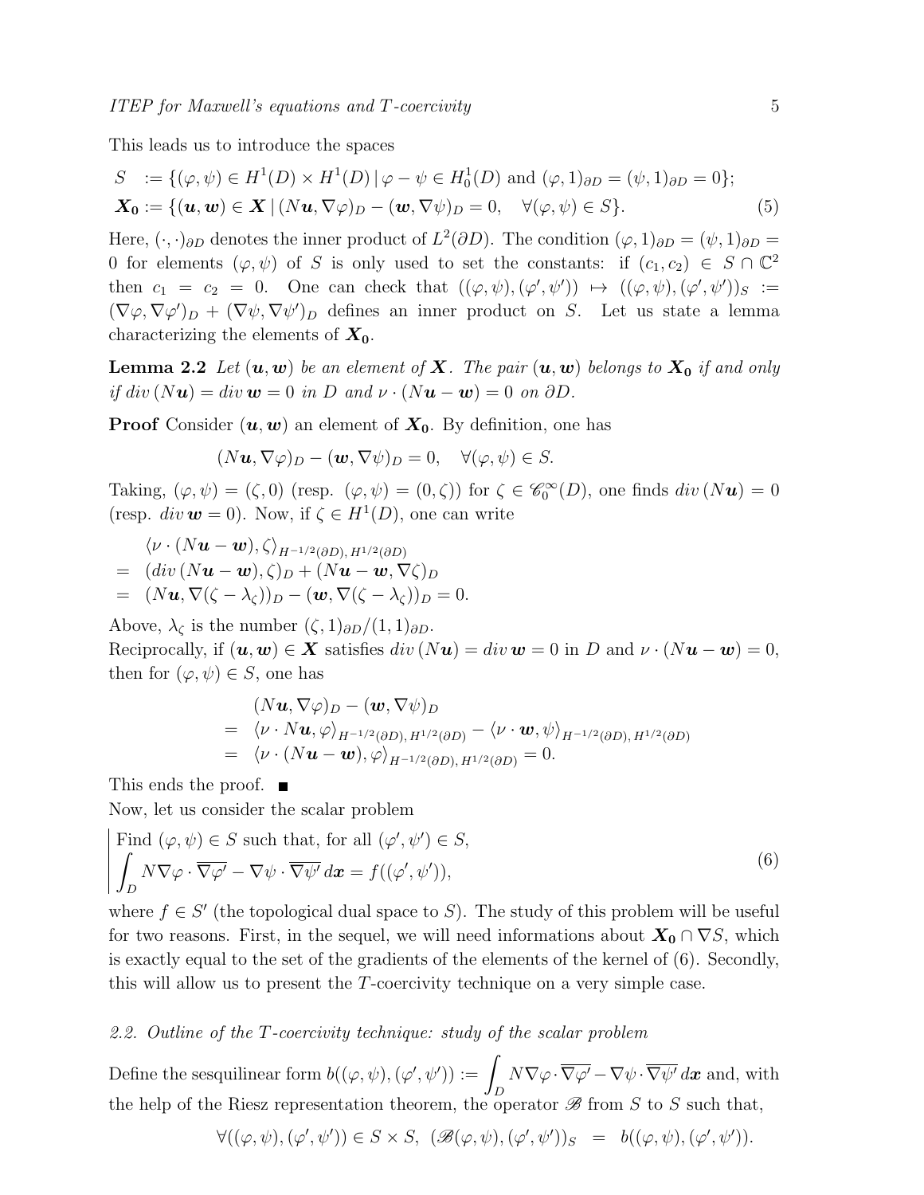This leads us to introduce the spaces

$$
\begin{aligned}
S \;\; &:= \{(\varphi,\psi) \in H^1(D)\times H^1(D)\,|\,\varphi-\psi \in H^1_0(D) \text{ and } (\varphi,1)_{\partial D} = (\psi,1)_{\partial D} = 0\};\\
\boldsymbol{X_0} &:= \{(\boldsymbol{u},\boldsymbol{w}) \in \boldsymbol{X}\,|\,(N\boldsymbol{u},\nabla\varphi)_D - (\boldsymbol{w},\nabla\psi)_D = 0, \quad \forall(\varphi,\psi)\in S\}.
\end{aligned}
\tag{5}
$$

Here, $(\cdot,\cdot)_{\partial D}$ denotes the inner product of $L^2(\partial D)$. The condition $(\varphi,1)_{\partial D} = (\psi,1)_{\partial D} = 0$ for elements $(\varphi,\psi)$ of $S$ is only used to set the constants: if $(c_1,c_2) \in S\cap\mathbb{C}^2$ then $c_1 = c_2 = 0$. One can check that $((\varphi,\psi),(\varphi',\psi')) \mapsto ((\varphi,\psi),(\varphi',\psi'))_S := (\nabla\varphi,\nabla\varphi')_D + (\nabla\psi,\nabla\psi')_D$ defines an inner product on $S$. Let us state a lemma characterizing the elements of $\boldsymbol{X_0}$.

**Lemma 2.2** *Let $(\boldsymbol{u},\boldsymbol{w})$ be an element of $\boldsymbol{X}$. The pair $(\boldsymbol{u},\boldsymbol{w})$ belongs to $\boldsymbol{X_0}$ if and only if $div\,(N\boldsymbol{u}) = div\,\boldsymbol{w} = 0$ in $D$ and $\nu\cdot(N\boldsymbol{u}-\boldsymbol{w}) = 0$ on $\partial D$.*

**Proof** Consider $(\boldsymbol{u},\boldsymbol{w})$ an element of $\boldsymbol{X_0}$. By definition, one has

$$
(N\boldsymbol{u},\nabla\varphi)_D - (\boldsymbol{w},\nabla\psi)_D = 0, \quad \forall(\varphi,\psi)\in S.
$$

Taking, $(\varphi,\psi) = (\zeta,0)$ (resp. $(\varphi,\psi) = (0,\zeta)$) for $\zeta \in \mathscr{C}_0^\infty(D)$, one finds $div\,(N\boldsymbol{u}) = 0$ (resp. $div\,\boldsymbol{w} = 0$). Now, if $\zeta \in H^1(D)$, one can write

$$
\begin{aligned}
&\langle \nu\cdot(N\boldsymbol{u}-\boldsymbol{w}),\zeta\rangle_{H^{-1/2}(\partial D),\,H^{1/2}(\partial D)}\\
=\;& (div\,(N\boldsymbol{u}-\boldsymbol{w}),\zeta)_D + (N\boldsymbol{u}-\boldsymbol{w},\nabla\zeta)_D\\
=\;& (N\boldsymbol{u},\nabla(\zeta-\lambda_\zeta))_D - (\boldsymbol{w},\nabla(\zeta-\lambda_\zeta))_D = 0.
\end{aligned}
$$

Above, $\lambda_\zeta$ is the number $(\zeta,1)_{\partial D}/(1,1)_{\partial D}$.
Reciprocally, if $(\boldsymbol{u},\boldsymbol{w}) \in \boldsymbol{X}$ satisfies $div\,(N\boldsymbol{u}) = div\,\boldsymbol{w} = 0$ in $D$ and $\nu\cdot(N\boldsymbol{u}-\boldsymbol{w}) = 0$, then for $(\varphi,\psi)\in S$, one has

$$
\begin{aligned}
&(N\boldsymbol{u},\nabla\varphi)_D - (\boldsymbol{w},\nabla\psi)_D\\
=\;& \langle \nu\cdot N\boldsymbol{u},\varphi\rangle_{H^{-1/2}(\partial D),\,H^{1/2}(\partial D)} - \langle \nu\cdot\boldsymbol{w},\psi\rangle_{H^{-1/2}(\partial D),\,H^{1/2}(\partial D)}\\
=\;& \langle \nu\cdot(N\boldsymbol{u}-\boldsymbol{w}),\varphi\rangle_{H^{-1/2}(\partial D),\,H^{1/2}(\partial D)} = 0.
\end{aligned}
$$

This ends the proof. ■

Now, let us consider the scalar problem

$$
\left|\begin{array}{l}
\text{Find } (\varphi,\psi)\in S \text{ such that, for all } (\varphi',\psi')\in S,\\
\displaystyle\int_D N\nabla\varphi\cdot\overline{\nabla\varphi'} - \nabla\psi\cdot\overline{\nabla\psi'}\,d\boldsymbol{x} = f((\varphi',\psi')),
\end{array}\right.
\tag{6}
$$

where $f \in S'$ (the topological dual space to $S$). The study of this problem will be useful for two reasons. First, in the sequel, we will need informations about $\boldsymbol{X_0}\cap\nabla S$, which is exactly equal to the set of the gradients of the elements of the kernel of (6). Secondly, this will allow us to present the $T$-coercivity technique on a very simple case.

### *2.2. Outline of the $T$-coercivity technique: study of the scalar problem*

Define the sesquilinear form $b((\varphi,\psi),(\varphi',\psi')) := \displaystyle\int_D N\nabla\varphi\cdot\overline{\nabla\varphi'} - \nabla\psi\cdot\overline{\nabla\psi'}\,d\boldsymbol{x}$ and, with the help of the Riesz representation theorem, the operator $\mathscr{B}$ from $S$ to $S$ such that,

$$
\forall((\varphi,\psi),(\varphi',\psi'))\in S\times S,\;\; (\mathscr{B}(\varphi,\psi),(\varphi',\psi'))_S \;=\; b((\varphi,\psi),(\varphi',\psi')).
$$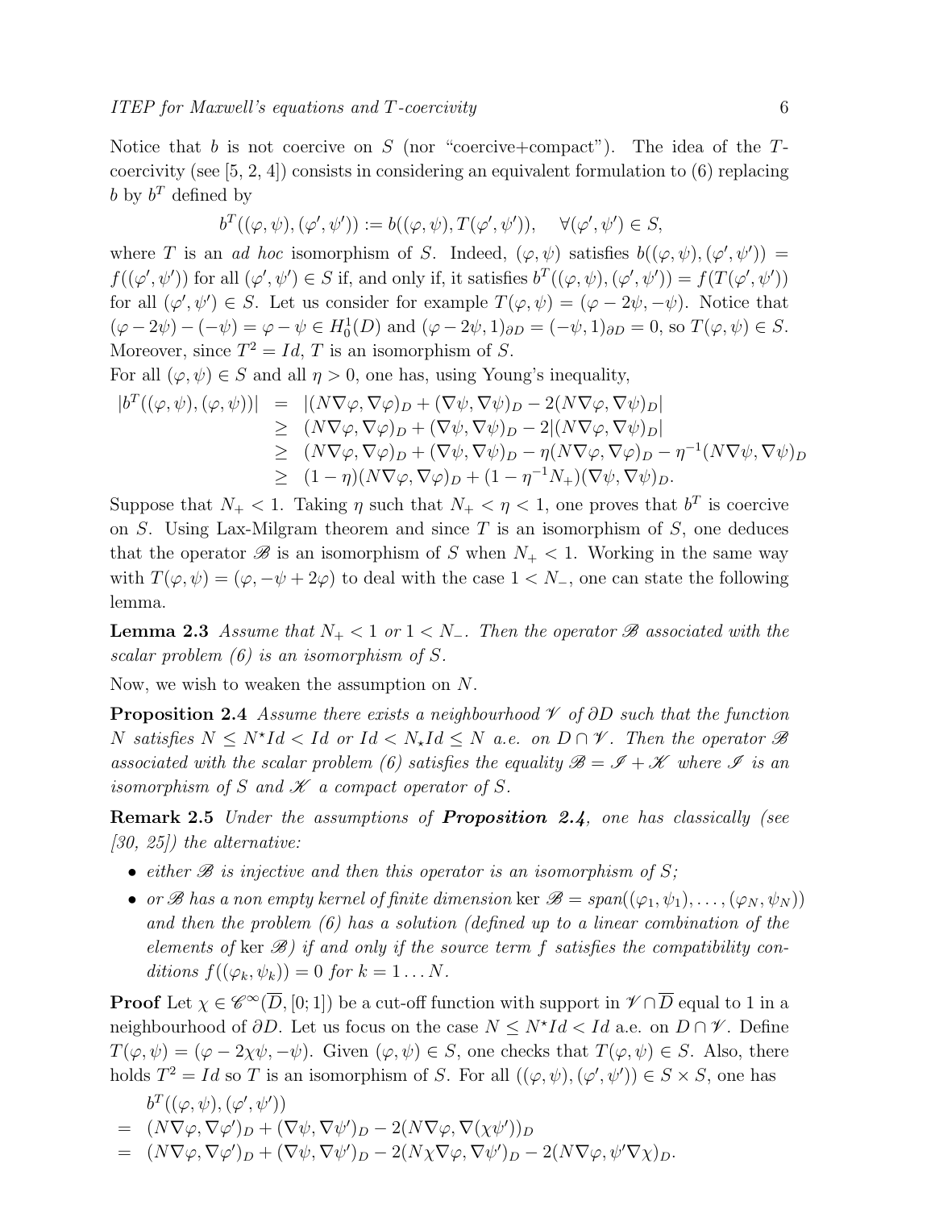Notice that $b$ is not coercive on $S$ (nor "coercive+compact"). The idea of the $T$-coercivity (see [5, 2, 4]) consists in considering an equivalent formulation to (6) replacing $b$ by $b^T$ defined by

$$b^T((\varphi,\psi),(\varphi',\psi')) := b((\varphi,\psi),T(\varphi',\psi')), \quad \forall (\varphi',\psi') \in S,$$

where $T$ is an *ad hoc* isomorphism of $S$. Indeed, $(\varphi,\psi)$ satisfies $b((\varphi,\psi),(\varphi',\psi')) = f((\varphi',\psi'))$ for all $(\varphi',\psi') \in S$ if, and only if, it satisfies $b^T((\varphi,\psi),(\varphi',\psi')) = f(T(\varphi',\psi'))$ for all $(\varphi',\psi') \in S$. Let us consider for example $T(\varphi,\psi) = (\varphi - 2\psi, -\psi)$. Notice that $(\varphi - 2\psi) - (-\psi) = \varphi - \psi \in H^1_0(D)$ and $(\varphi - 2\psi, 1)_{\partial D} = (-\psi, 1)_{\partial D} = 0$, so $T(\varphi,\psi) \in S$. Moreover, since $T^2 = Id$, $T$ is an isomorphism of $S$.

For all $(\varphi,\psi) \in S$ and all $\eta > 0$, one has, using Young's inequality,

$$\begin{array}{rcl}
|b^T((\varphi,\psi),(\varphi,\psi))| & = & |(N\nabla\varphi,\nabla\varphi)_D + (\nabla\psi,\nabla\psi)_D - 2(N\nabla\varphi,\nabla\psi)_D| \\
& \geq & (N\nabla\varphi,\nabla\varphi)_D + (\nabla\psi,\nabla\psi)_D - 2|(N\nabla\varphi,\nabla\psi)_D| \\
& \geq & (N\nabla\varphi,\nabla\varphi)_D + (\nabla\psi,\nabla\psi)_D - \eta(N\nabla\varphi,\nabla\varphi)_D - \eta^{-1}(N\nabla\psi,\nabla\psi)_D \\
& \geq & (1-\eta)(N\nabla\varphi,\nabla\varphi)_D + (1-\eta^{-1}N_+)(\nabla\psi,\nabla\psi)_D.
\end{array}$$

Suppose that $N_+ < 1$. Taking $\eta$ such that $N_+ < \eta < 1$, one proves that $b^T$ is coercive on $S$. Using Lax-Milgram theorem and since $T$ is an isomorphism of $S$, one deduces that the operator $\mathscr{B}$ is an isomorphism of $S$ when $N_+ < 1$. Working in the same way with $T(\varphi,\psi) = (\varphi, -\psi + 2\varphi)$ to deal with the case $1 < N_-$, one can state the following lemma.

**Lemma 2.3** *Assume that $N_+ < 1$ or $1 < N_-$. Then the operator $\mathscr{B}$ associated with the scalar problem (6) is an isomorphism of $S$.*

Now, we wish to weaken the assumption on $N$.

**Proposition 2.4** *Assume there exists a neighbourhood $\mathscr{V}$ of $\partial D$ such that the function $N$ satisfies $N \leq N^\star Id < Id$ or $Id < N_\star Id \leq N$ a.e. on $D \cap \mathscr{V}$. Then the operator $\mathscr{B}$ associated with the scalar problem (6) satisfies the equality $\mathscr{B} = \mathscr{I} + \mathscr{K}$ where $\mathscr{I}$ is an isomorphism of $S$ and $\mathscr{K}$ a compact operator of $S$.*

**Remark 2.5** *Under the assumptions of* ***Proposition 2.4****, one has classically (see [30, 25]) the alternative:*

- *either $\mathscr{B}$ is injective and then this operator is an isomorphism of $S$;*
- *or $\mathscr{B}$ has a non empty kernel of finite dimension $\ker \mathscr{B} = span((\varphi_1,\psi_1),\dots,(\varphi_N,\psi_N))$ and then the problem (6) has a solution (defined up to a linear combination of the elements of $\ker \mathscr{B}$) if and only if the source term $f$ satisfies the compatibility conditions $f((\varphi_k,\psi_k)) = 0$ for $k = 1\dots N$.*

**Proof** Let $\chi \in \mathscr{C}^\infty(\overline{D},[0;1])$ be a cut-off function with support in $\mathscr{V} \cap \overline{D}$ equal to 1 in a neighbourhood of $\partial D$. Let us focus on the case $N \leq N^\star Id < Id$ a.e. on $D \cap \mathscr{V}$. Define $T(\varphi,\psi) = (\varphi - 2\chi\psi, -\psi)$. Given $(\varphi,\psi) \in S$, one checks that $T(\varphi,\psi) \in S$. Also, there holds $T^2 = Id$ so $T$ is an isomorphism of $S$. For all $((\varphi,\psi),(\varphi',\psi')) \in S \times S$, one has

$$\begin{array}{rl}
& b^T((\varphi,\psi),(\varphi',\psi')) \\
= & (N\nabla\varphi,\nabla\varphi')_D + (\nabla\psi,\nabla\psi')_D - 2(N\nabla\varphi,\nabla(\chi\psi'))_D \\
= & (N\nabla\varphi,\nabla\varphi')_D + (\nabla\psi,\nabla\psi')_D - 2(N\chi\nabla\varphi,\nabla\psi')_D - 2(N\nabla\varphi,\psi'\nabla\chi)_D.
\end{array}$$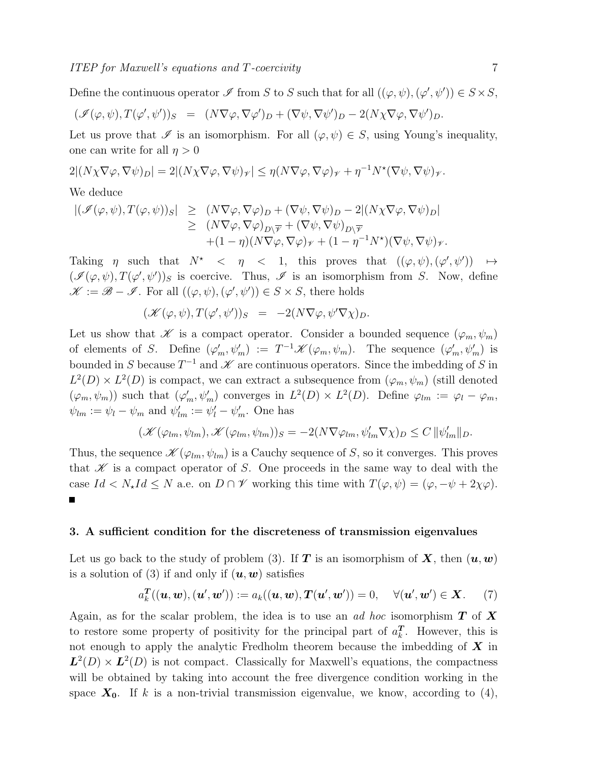Define the continuous operator $\mathscr{I}$ from $S$ to $S$ such that for all $((\varphi,\psi),(\varphi',\psi')) \in S\times S$,

$$(\mathscr{I}(\varphi,\psi), T(\varphi',\psi'))_S \;\; = \;\; (N\nabla\varphi,\nabla\varphi')_D + (\nabla\psi,\nabla\psi')_D - 2(N\chi\nabla\varphi,\nabla\psi')_D.$$

Let us prove that $\mathscr{I}$ is an isomorphism. For all $(\varphi,\psi)\in S$, using Young's inequality, one can write for all $\eta>0$

$$2|(N\chi\nabla\varphi,\nabla\psi)_D| = 2|(N\chi\nabla\varphi,\nabla\psi)_{\mathscr{V}}| \leq \eta(N\nabla\varphi,\nabla\varphi)_{\mathscr{V}} + \eta^{-1}N^\star(\nabla\psi,\nabla\psi)_{\mathscr{V}}.$$

We deduce

$$\begin{array}{rcl} |(\mathscr{I}(\varphi,\psi),T(\varphi,\psi))_S| & \geq & (N\nabla\varphi,\nabla\varphi)_D + (\nabla\psi,\nabla\psi)_D - 2|(N\chi\nabla\varphi,\nabla\psi)_D| \\ & \geq & (N\nabla\varphi,\nabla\varphi)_{D\setminus\overline{\mathscr{V}}} + (\nabla\psi,\nabla\psi)_{D\setminus\overline{\mathscr{V}}} \\ & & +(1-\eta)(N\nabla\varphi,\nabla\varphi)_{\mathscr{V}} + (1-\eta^{-1}N^\star)(\nabla\psi,\nabla\psi)_{\mathscr{V}}. \end{array}$$

Taking $\eta$ such that $N^\star < \eta < 1$, this proves that $((\varphi,\psi),(\varphi',\psi')) \mapsto (\mathscr{I}(\varphi,\psi),T(\varphi',\psi'))_S$ is coercive. Thus, $\mathscr{I}$ is an isomorphism from $S$. Now, define $\mathscr{K} := \mathscr{B} - \mathscr{I}$. For all $((\varphi,\psi),(\varphi',\psi'))\in S\times S$, there holds

$$(\mathscr{K}(\varphi,\psi),T(\varphi',\psi'))_S \;\; = \;\; -2(N\nabla\varphi,\psi'\nabla\chi)_D.$$

Let us show that $\mathscr{K}$ is a compact operator. Consider a bounded sequence $(\varphi_m,\psi_m)$ of elements of $S$. Define $(\varphi'_m,\psi'_m) := T^{-1}\mathscr{K}(\varphi_m,\psi_m)$. The sequence $(\varphi'_m,\psi'_m)$ is bounded in $S$ because $T^{-1}$ and $\mathscr{K}$ are continuous operators. Since the imbedding of $S$ in $L^2(D)\times L^2(D)$ is compact, we can extract a subsequence from $(\varphi_m,\psi_m)$ (still denoted $(\varphi_m,\psi_m)$) such that $(\varphi'_m,\psi'_m)$ converges in $L^2(D)\times L^2(D)$. Define $\varphi_{lm} := \varphi_l - \varphi_m$, $\psi_{lm} := \psi_l - \psi_m$ and $\psi'_{lm} := \psi'_l - \psi'_m$. One has

$$(\mathscr{K}(\varphi_{lm},\psi_{lm}),\mathscr{K}(\varphi_{lm},\psi_{lm}))_S = -2(N\nabla\varphi_{lm},\psi'_{lm}\nabla\chi)_D \leq C\,\|\psi'_{lm}\|_D.$$

Thus, the sequence $\mathscr{K}(\varphi_{lm},\psi_{lm})$ is a Cauchy sequence of $S$, so it converges. This proves that $\mathscr{K}$ is a compact operator of $S$. One proceeds in the same way to deal with the case $Id < N_\star Id \leq N$ a.e. on $D\cap\mathscr{V}$ working this time with $T(\varphi,\psi) = (\varphi,-\psi+2\chi\varphi)$. ■

## 3. A sufficient condition for the discreteness of transmission eigenvalues

Let us go back to the study of problem (3). If $\boldsymbol{T}$ is an isomorphism of $\boldsymbol{X}$, then $(\boldsymbol{u},\boldsymbol{w})$ is a solution of (3) if and only if $(\boldsymbol{u},\boldsymbol{w})$ satisfies

$$a_k^{\boldsymbol{T}}((\boldsymbol{u},\boldsymbol{w}),(\boldsymbol{u}',\boldsymbol{w}')) := a_k((\boldsymbol{u},\boldsymbol{w}),\boldsymbol{T}(\boldsymbol{u}',\boldsymbol{w}')) = 0, \quad \forall(\boldsymbol{u}',\boldsymbol{w}')\in\boldsymbol{X}. \qquad (7)$$

Again, as for the scalar problem, the idea is to use an *ad hoc* isomorphism $\boldsymbol{T}$ of $\boldsymbol{X}$ to restore some property of positivity for the principal part of $a_k^{\boldsymbol{T}}$. However, this is not enough to apply the analytic Fredholm theorem because the imbedding of $\boldsymbol{X}$ in $\boldsymbol{L}^2(D)\times\boldsymbol{L}^2(D)$ is not compact. Classically for Maxwell's equations, the compactness will be obtained by taking into account the free divergence condition working in the space $\boldsymbol{X_0}$. If $k$ is a non-trivial transmission eigenvalue, we know, according to (4),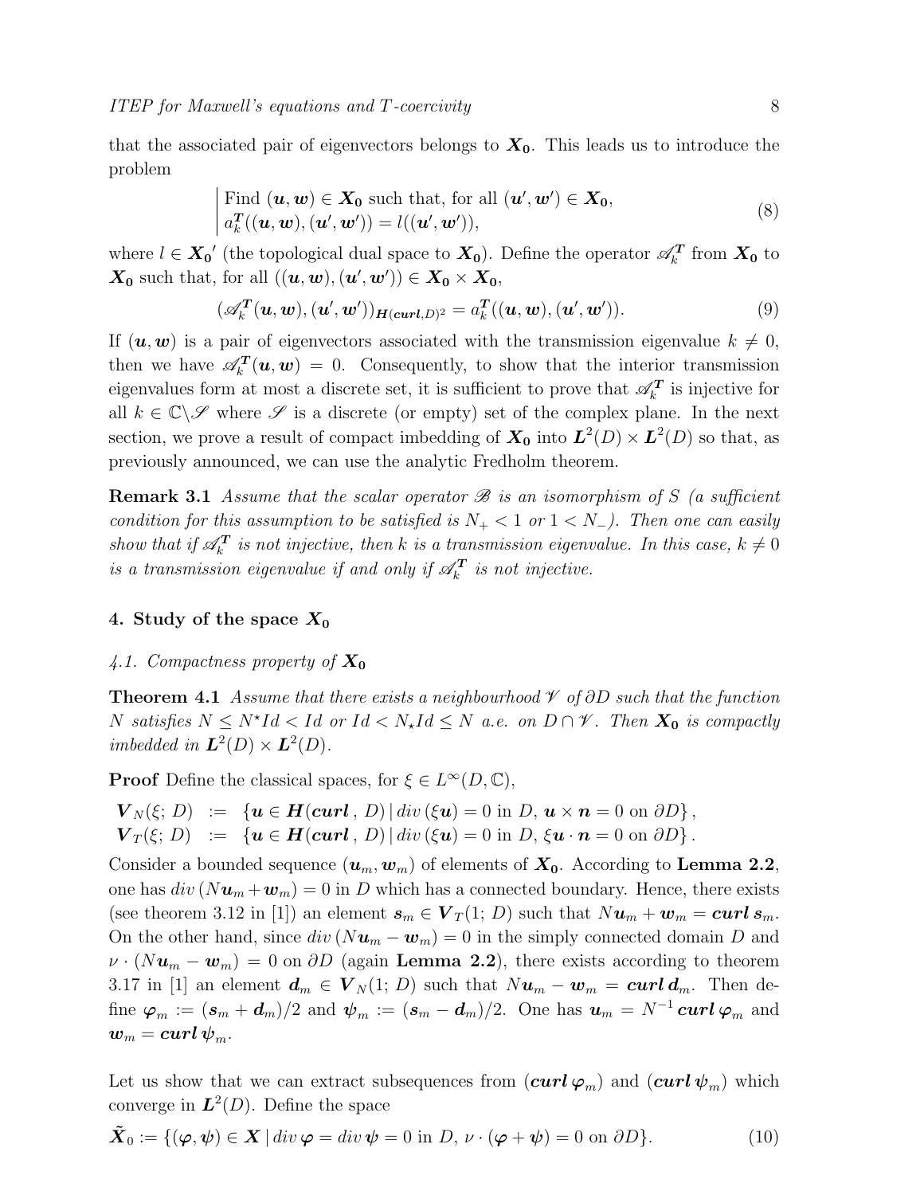that the associated pair of eigenvectors belongs to $\boldsymbol{X_0}$. This leads us to introduce the problem

$$
\left|\begin{array}{l}
\text{Find } (\boldsymbol{u},\boldsymbol{w}) \in \boldsymbol{X_0} \text{ such that, for all } (\boldsymbol{u}',\boldsymbol{w}') \in \boldsymbol{X_0}, \\
a_k^{\boldsymbol{T}}((\boldsymbol{u},\boldsymbol{w}),(\boldsymbol{u}',\boldsymbol{w}')) = l((\boldsymbol{u}',\boldsymbol{w}')),
\end{array}\right. \tag{8}
$$

where $l \in \boldsymbol{X_0}'$ (the topological dual space to $\boldsymbol{X_0}$). Define the operator $\mathscr{A}_k^{\boldsymbol{T}}$ from $\boldsymbol{X_0}$ to $\boldsymbol{X_0}$ such that, for all $((\boldsymbol{u},\boldsymbol{w}),(\boldsymbol{u}',\boldsymbol{w}')) \in \boldsymbol{X_0} \times \boldsymbol{X_0}$,

$$
(\mathscr{A}_k^{\boldsymbol{T}}(\boldsymbol{u},\boldsymbol{w}),(\boldsymbol{u}',\boldsymbol{w}'))_{\boldsymbol{H}(\boldsymbol{curl},D)^2} = a_k^{\boldsymbol{T}}((\boldsymbol{u},\boldsymbol{w}),(\boldsymbol{u}',\boldsymbol{w}')). \tag{9}
$$

If $(\boldsymbol{u},\boldsymbol{w})$ is a pair of eigenvectors associated with the transmission eigenvalue $k \neq 0$, then we have $\mathscr{A}_k^{\boldsymbol{T}}(\boldsymbol{u},\boldsymbol{w}) = 0$. Consequently, to show that the interior transmission eigenvalues form at most a discrete set, it is sufficient to prove that $\mathscr{A}_k^{\boldsymbol{T}}$ is injective for all $k \in \mathbb{C}\backslash\mathscr{S}$ where $\mathscr{S}$ is a discrete (or empty) set of the complex plane. In the next section, we prove a result of compact imbedding of $\boldsymbol{X_0}$ into $\boldsymbol{L}^2(D) \times \boldsymbol{L}^2(D)$ so that, as previously announced, we can use the analytic Fredholm theorem.

**Remark 3.1** *Assume that the scalar operator $\mathscr{B}$ is an isomorphism of $S$ (a sufficient condition for this assumption to be satisfied is $N_+ < 1$ or $1 < N_-$). Then one can easily show that if $\mathscr{A}_k^{\boldsymbol{T}}$ is not injective, then $k$ is a transmission eigenvalue. In this case, $k \neq 0$ is a transmission eigenvalue if and only if $\mathscr{A}_k^{\boldsymbol{T}}$ is not injective.*

## 4. Study of the space $\boldsymbol{X_0}$

### 4.1. Compactness property of $\boldsymbol{X_0}$

**Theorem 4.1** *Assume that there exists a neighbourhood $\mathscr{V}$ of $\partial D$ such that the function $N$ satisfies $N \leq N^\star Id < Id$ or $Id < N_\star Id \leq N$ a.e. on $D \cap \mathscr{V}$. Then $\boldsymbol{X_0}$ is compactly imbedded in $\boldsymbol{L}^2(D) \times \boldsymbol{L}^2(D)$.*

**Proof** Define the classical spaces, for $\xi \in L^\infty(D,\mathbb{C})$,

$$
\begin{array}{rcl}
\boldsymbol{V}_N(\xi;\, D) & := & \{\boldsymbol{u} \in \boldsymbol{H}(\boldsymbol{curl}\,,\, D) \,|\, div\,(\xi \boldsymbol{u}) = 0 \text{ in } D,\ \boldsymbol{u} \times \boldsymbol{n} = 0 \text{ on } \partial D\}\,, \\
\boldsymbol{V}_T(\xi;\, D) & := & \{\boldsymbol{u} \in \boldsymbol{H}(\boldsymbol{curl}\,,\, D) \,|\, div\,(\xi \boldsymbol{u}) = 0 \text{ in } D,\ \xi \boldsymbol{u} \cdot \boldsymbol{n} = 0 \text{ on } \partial D\}\,.
\end{array}
$$

Consider a bounded sequence $(\boldsymbol{u}_m,\boldsymbol{w}_m)$ of elements of $\boldsymbol{X_0}$. According to **Lemma 2.2**, one has $div\,(N\boldsymbol{u}_m + \boldsymbol{w}_m) = 0$ in $D$ which has a connected boundary. Hence, there exists (see theorem 3.12 in [1]) an element $\boldsymbol{s}_m \in \boldsymbol{V}_T(1;\, D)$ such that $N\boldsymbol{u}_m + \boldsymbol{w}_m = \boldsymbol{curl}\,\boldsymbol{s}_m$. On the other hand, since $div\,(N\boldsymbol{u}_m - \boldsymbol{w}_m) = 0$ in the simply connected domain $D$ and $\nu \cdot (N\boldsymbol{u}_m - \boldsymbol{w}_m) = 0$ on $\partial D$ (again **Lemma 2.2**), there exists according to theorem 3.17 in [1] an element $\boldsymbol{d}_m \in \boldsymbol{V}_N(1;\, D)$ such that $N\boldsymbol{u}_m - \boldsymbol{w}_m = \boldsymbol{curl}\,\boldsymbol{d}_m$. Then define $\boldsymbol{\varphi}_m := (\boldsymbol{s}_m + \boldsymbol{d}_m)/2$ and $\boldsymbol{\psi}_m := (\boldsymbol{s}_m - \boldsymbol{d}_m)/2$. One has $\boldsymbol{u}_m = N^{-1}\,\boldsymbol{curl}\,\boldsymbol{\varphi}_m$ and $\boldsymbol{w}_m = \boldsymbol{curl}\,\boldsymbol{\psi}_m$.

Let us show that we can extract subsequences from $(\boldsymbol{curl}\,\boldsymbol{\varphi}_m)$ and $(\boldsymbol{curl}\,\boldsymbol{\psi}_m)$ which converge in $\boldsymbol{L}^2(D)$. Define the space

$$
\tilde{\boldsymbol{X}}_0 := \{(\boldsymbol{\varphi},\boldsymbol{\psi}) \in \boldsymbol{X} \,|\, div\,\boldsymbol{\varphi} = div\,\boldsymbol{\psi} = 0 \text{ in } D,\ \nu \cdot (\boldsymbol{\varphi} + \boldsymbol{\psi}) = 0 \text{ on } \partial D\}. \tag{10}
$$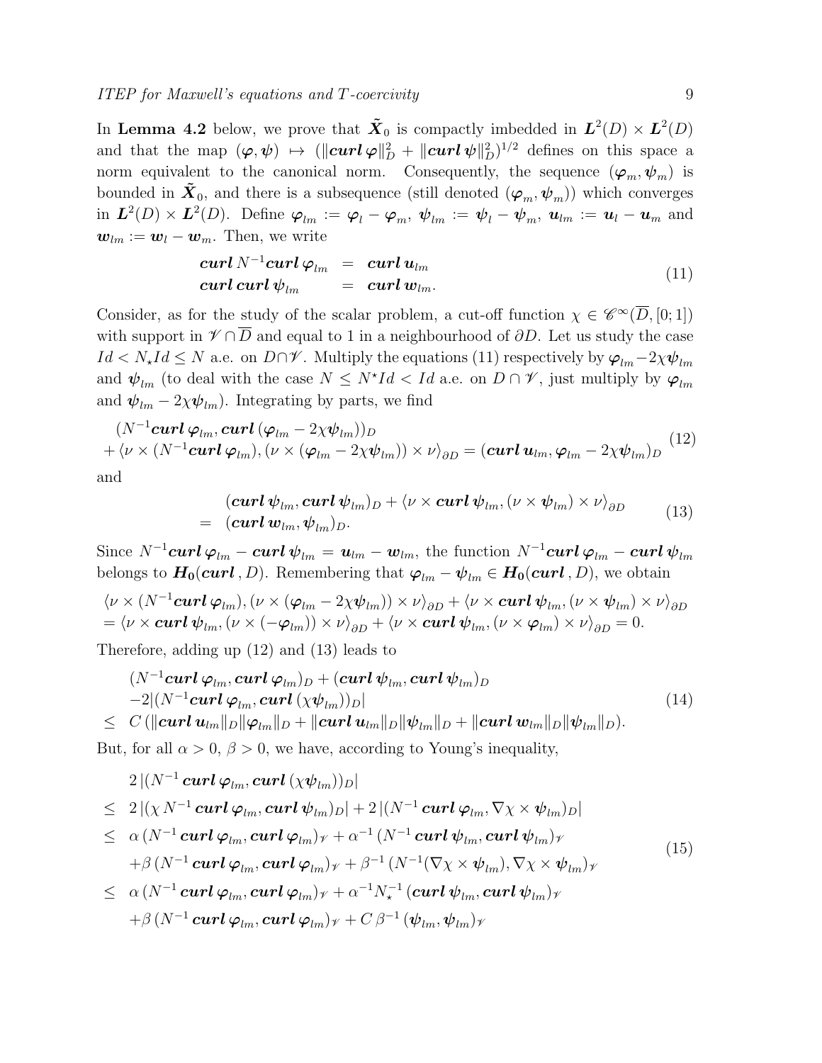In **Lemma 4.2** below, we prove that $\tilde{\boldsymbol{X}}_0$ is compactly imbedded in $\boldsymbol{L}^2(D) \times \boldsymbol{L}^2(D)$ and that the map $(\boldsymbol{\varphi}, \boldsymbol{\psi}) \mapsto (\|\boldsymbol{curl}\, \boldsymbol{\varphi}\|_D^2 + \|\boldsymbol{curl}\, \boldsymbol{\psi}\|_D^2)^{1/2}$ defines on this space a norm equivalent to the canonical norm. Consequently, the sequence $(\boldsymbol{\varphi}_m, \boldsymbol{\psi}_m)$ is bounded in $\tilde{\boldsymbol{X}}_0$, and there is a subsequence (still denoted $(\boldsymbol{\varphi}_m, \boldsymbol{\psi}_m)$) which converges in $\boldsymbol{L}^2(D) \times \boldsymbol{L}^2(D)$. Define $\boldsymbol{\varphi}_{lm} := \boldsymbol{\varphi}_l - \boldsymbol{\varphi}_m$, $\boldsymbol{\psi}_{lm} := \boldsymbol{\psi}_l - \boldsymbol{\psi}_m$, $\boldsymbol{u}_{lm} := \boldsymbol{u}_l - \boldsymbol{u}_m$ and $\boldsymbol{w}_{lm} := \boldsymbol{w}_l - \boldsymbol{w}_m$. Then, we write

$$
\begin{array}{rcl}
\boldsymbol{curl}\, N^{-1} \boldsymbol{curl}\, \boldsymbol{\varphi}_{lm} & = & \boldsymbol{curl}\, \boldsymbol{u}_{lm} \\
\boldsymbol{curl}\, \boldsymbol{curl}\, \boldsymbol{\psi}_{lm} & = & \boldsymbol{curl}\, \boldsymbol{w}_{lm}.
\end{array}
\tag{11}
$$

Consider, as for the study of the scalar problem, a cut-off function $\chi \in \mathscr{C}^\infty(\overline{D}, [0;1])$ with support in $\mathscr{V} \cap \overline{D}$ and equal to 1 in a neighbourhood of $\partial D$. Let us study the case $Id < N_\star Id \le N$ a.e. on $D \cap \mathscr{V}$. Multiply the equations (11) respectively by $\boldsymbol{\varphi}_{lm} - 2\chi \boldsymbol{\psi}_{lm}$ and $\boldsymbol{\psi}_{lm}$ (to deal with the case $N \le N^\star Id < Id$ a.e. on $D \cap \mathscr{V}$, just multiply by $\boldsymbol{\varphi}_{lm}$ and $\boldsymbol{\psi}_{lm} - 2\chi \boldsymbol{\psi}_{lm}$). Integrating by parts, we find

$$
\begin{array}{l}
(N^{-1} \boldsymbol{curl}\, \boldsymbol{\varphi}_{lm}, \boldsymbol{curl}\, (\boldsymbol{\varphi}_{lm} - 2\chi \boldsymbol{\psi}_{lm}))_D \\
+ \langle \nu \times (N^{-1} \boldsymbol{curl}\, \boldsymbol{\varphi}_{lm}), (\nu \times (\boldsymbol{\varphi}_{lm} - 2\chi \boldsymbol{\psi}_{lm})) \times \nu \rangle_{\partial D} = (\boldsymbol{curl}\, \boldsymbol{u}_{lm}, \boldsymbol{\varphi}_{lm} - 2\chi \boldsymbol{\psi}_{lm})_D
\end{array}
\tag{12}
$$

and

$$
\begin{array}{rl}
& (\boldsymbol{curl}\, \boldsymbol{\psi}_{lm}, \boldsymbol{curl}\, \boldsymbol{\psi}_{lm})_D + \langle \nu \times \boldsymbol{curl}\, \boldsymbol{\psi}_{lm}, (\nu \times \boldsymbol{\psi}_{lm}) \times \nu \rangle_{\partial D} \\
= & (\boldsymbol{curl}\, \boldsymbol{w}_{lm}, \boldsymbol{\psi}_{lm})_D.
\end{array}
\tag{13}
$$

Since $N^{-1} \boldsymbol{curl}\, \boldsymbol{\varphi}_{lm} - \boldsymbol{curl}\, \boldsymbol{\psi}_{lm} = \boldsymbol{u}_{lm} - \boldsymbol{w}_{lm}$, the function $N^{-1} \boldsymbol{curl}\, \boldsymbol{\varphi}_{lm} - \boldsymbol{curl}\, \boldsymbol{\psi}_{lm}$ belongs to $\boldsymbol{H_0}(\boldsymbol{curl}\,, D)$. Remembering that $\boldsymbol{\varphi}_{lm} - \boldsymbol{\psi}_{lm} \in \boldsymbol{H_0}(\boldsymbol{curl}\,, D)$, we obtain

$$
\begin{array}{l}
\langle \nu \times (N^{-1} \boldsymbol{curl}\, \boldsymbol{\varphi}_{lm}), (\nu \times (\boldsymbol{\varphi}_{lm} - 2\chi \boldsymbol{\psi}_{lm})) \times \nu \rangle_{\partial D} + \langle \nu \times \boldsymbol{curl}\, \boldsymbol{\psi}_{lm}, (\nu \times \boldsymbol{\psi}_{lm}) \times \nu \rangle_{\partial D} \\
= \langle \nu \times \boldsymbol{curl}\, \boldsymbol{\psi}_{lm}, (\nu \times (-\boldsymbol{\varphi}_{lm})) \times \nu \rangle_{\partial D} + \langle \nu \times \boldsymbol{curl}\, \boldsymbol{\psi}_{lm}, (\nu \times \boldsymbol{\varphi}_{lm}) \times \nu \rangle_{\partial D} = 0.
\end{array}
$$

Therefore, adding up (12) and (13) leads to

$$
\begin{array}{l}
(N^{-1} \boldsymbol{curl}\, \boldsymbol{\varphi}_{lm}, \boldsymbol{curl}\, \boldsymbol{\varphi}_{lm})_D + (\boldsymbol{curl}\, \boldsymbol{\psi}_{lm}, \boldsymbol{curl}\, \boldsymbol{\psi}_{lm})_D \\
-2 |(N^{-1} \boldsymbol{curl}\, \boldsymbol{\varphi}_{lm}, \boldsymbol{curl}\, (\chi \boldsymbol{\psi}_{lm}))_D| \\
\le \; C\, (\|\boldsymbol{curl}\, \boldsymbol{u}_{lm}\|_D \|\boldsymbol{\varphi}_{lm}\|_D + \|\boldsymbol{curl}\, \boldsymbol{u}_{lm}\|_D \|\boldsymbol{\psi}_{lm}\|_D + \|\boldsymbol{curl}\, \boldsymbol{w}_{lm}\|_D \|\boldsymbol{\psi}_{lm}\|_D).
\end{array}
\tag{14}
$$

But, for all $\alpha > 0$, $\beta > 0$, we have, according to Young's inequality,

$$
\begin{array}{rl}
& 2\, |(N^{-1}\, \boldsymbol{curl}\, \boldsymbol{\varphi}_{lm}, \boldsymbol{curl}\, (\chi \boldsymbol{\psi}_{lm}))_D| \\
\le & 2\, |(\chi\, N^{-1}\, \boldsymbol{curl}\, \boldsymbol{\varphi}_{lm}, \boldsymbol{curl}\, \boldsymbol{\psi}_{lm})_D| + 2\, |(N^{-1}\, \boldsymbol{curl}\, \boldsymbol{\varphi}_{lm}, \nabla \chi \times \boldsymbol{\psi}_{lm})_D| \\
\le & \alpha\, (N^{-1}\, \boldsymbol{curl}\, \boldsymbol{\varphi}_{lm}, \boldsymbol{curl}\, \boldsymbol{\varphi}_{lm})_{\mathscr{V}} + \alpha^{-1}\, (N^{-1}\, \boldsymbol{curl}\, \boldsymbol{\psi}_{lm}, \boldsymbol{curl}\, \boldsymbol{\psi}_{lm})_{\mathscr{V}} \\
& + \beta\, (N^{-1}\, \boldsymbol{curl}\, \boldsymbol{\varphi}_{lm}, \boldsymbol{curl}\, \boldsymbol{\varphi}_{lm})_{\mathscr{V}} + \beta^{-1}\, (N^{-1} (\nabla \chi \times \boldsymbol{\psi}_{lm}), \nabla \chi \times \boldsymbol{\psi}_{lm})_{\mathscr{V}} \\
\le & \alpha\, (N^{-1}\, \boldsymbol{curl}\, \boldsymbol{\varphi}_{lm}, \boldsymbol{curl}\, \boldsymbol{\varphi}_{lm})_{\mathscr{V}} + \alpha^{-1} N_\star^{-1}\, (\boldsymbol{curl}\, \boldsymbol{\psi}_{lm}, \boldsymbol{curl}\, \boldsymbol{\psi}_{lm})_{\mathscr{V}} \\
& + \beta\, (N^{-1}\, \boldsymbol{curl}\, \boldsymbol{\varphi}_{lm}, \boldsymbol{curl}\, \boldsymbol{\varphi}_{lm})_{\mathscr{V}} + C\, \beta^{-1}\, (\boldsymbol{\psi}_{lm}, \boldsymbol{\psi}_{lm})_{\mathscr{V}}
\end{array}
\tag{15}
$$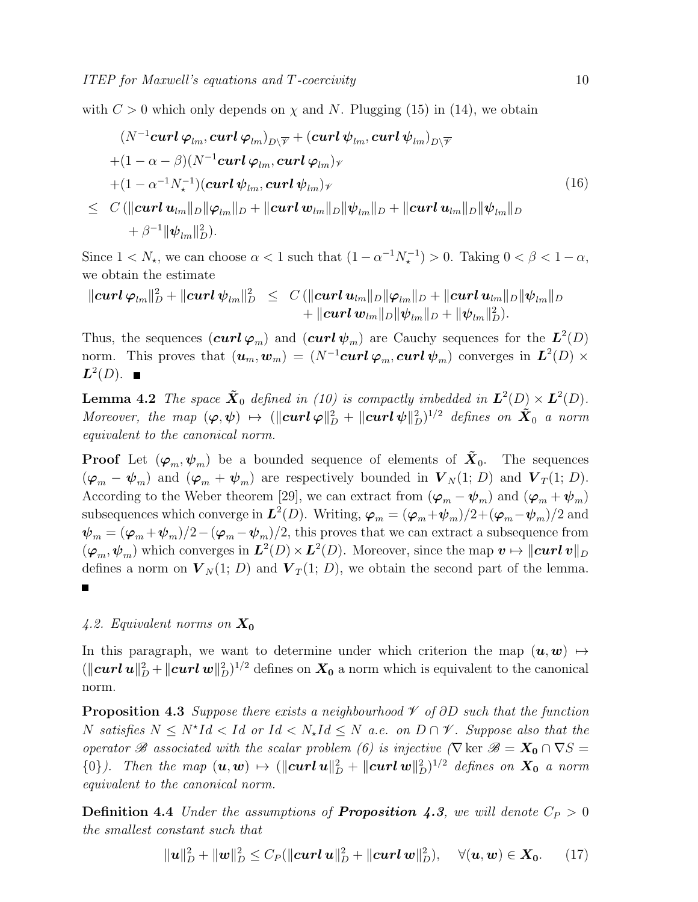with $C > 0$ which only depends on $\chi$ and $N$. Plugging (15) in (14), we obtain

$$
\begin{array}{rl}
& (N^{-1}\boldsymbol{curl}\,\boldsymbol{\varphi}_{lm}, \boldsymbol{curl}\,\boldsymbol{\varphi}_{lm})_{D\setminus\overline{\mathscr{V}}} + (\boldsymbol{curl}\,\boldsymbol{\psi}_{lm}, \boldsymbol{curl}\,\boldsymbol{\psi}_{lm})_{D\setminus\overline{\mathscr{V}}} \\
& +(1-\alpha-\beta)(N^{-1}\boldsymbol{curl}\,\boldsymbol{\varphi}_{lm}, \boldsymbol{curl}\,\boldsymbol{\varphi}_{lm})_{\mathscr{V}} \\
& +(1-\alpha^{-1}N_\star^{-1})(\boldsymbol{curl}\,\boldsymbol{\psi}_{lm}, \boldsymbol{curl}\,\boldsymbol{\psi}_{lm})_{\mathscr{V}} \\
\leq & C\,(\|\boldsymbol{curl}\,\boldsymbol{u}_{lm}\|_D\|\boldsymbol{\varphi}_{lm}\|_D + \|\boldsymbol{curl}\,\boldsymbol{w}_{lm}\|_D\|\boldsymbol{\psi}_{lm}\|_D + \|\boldsymbol{curl}\,\boldsymbol{u}_{lm}\|_D\|\boldsymbol{\psi}_{lm}\|_D \\
& \quad + \beta^{-1}\|\boldsymbol{\psi}_{lm}\|_D^2).
\end{array}
\tag{16}
$$

Since $1 < N_\star$, we can choose $\alpha < 1$ such that $(1-\alpha^{-1}N_\star^{-1}) > 0$. Taking $0 < \beta < 1-\alpha$, we obtain the estimate

$$
\begin{array}{rcl}
\|\boldsymbol{curl}\,\boldsymbol{\varphi}_{lm}\|_D^2 + \|\boldsymbol{curl}\,\boldsymbol{\psi}_{lm}\|_D^2 & \leq & C\,(\|\boldsymbol{curl}\,\boldsymbol{u}_{lm}\|_D\|\boldsymbol{\varphi}_{lm}\|_D + \|\boldsymbol{curl}\,\boldsymbol{u}_{lm}\|_D\|\boldsymbol{\psi}_{lm}\|_D \\
& & + \|\boldsymbol{curl}\,\boldsymbol{w}_{lm}\|_D\|\boldsymbol{\psi}_{lm}\|_D + \|\boldsymbol{\psi}_{lm}\|_D^2).
\end{array}
$$

Thus, the sequences $(\boldsymbol{curl}\,\boldsymbol{\varphi}_m)$ and $(\boldsymbol{curl}\,\boldsymbol{\psi}_m)$ are Cauchy sequences for the $\boldsymbol{L}^2(D)$ norm. This proves that $(\boldsymbol{u}_m, \boldsymbol{w}_m) = (N^{-1}\boldsymbol{curl}\,\boldsymbol{\varphi}_m, \boldsymbol{curl}\,\boldsymbol{\psi}_m)$ converges in $\boldsymbol{L}^2(D) \times \boldsymbol{L}^2(D)$. ■

**Lemma 4.2** *The space $\tilde{\boldsymbol{X}}_0$ defined in (10) is compactly imbedded in $\boldsymbol{L}^2(D)\times\boldsymbol{L}^2(D)$. Moreover, the map $(\boldsymbol{\varphi},\boldsymbol{\psi}) \mapsto (\|\boldsymbol{curl}\,\boldsymbol{\varphi}\|_D^2 + \|\boldsymbol{curl}\,\boldsymbol{\psi}\|_D^2)^{1/2}$ defines on $\tilde{\boldsymbol{X}}_0$ a norm equivalent to the canonical norm.*

**Proof** Let $(\boldsymbol{\varphi}_m,\boldsymbol{\psi}_m)$ be a bounded sequence of elements of $\tilde{\boldsymbol{X}}_0$. The sequences $(\boldsymbol{\varphi}_m - \boldsymbol{\psi}_m)$ and $(\boldsymbol{\varphi}_m + \boldsymbol{\psi}_m)$ are respectively bounded in $\boldsymbol{V}_N(1;\,D)$ and $\boldsymbol{V}_T(1;\,D)$. According to the Weber theorem [29], we can extract from $(\boldsymbol{\varphi}_m - \boldsymbol{\psi}_m)$ and $(\boldsymbol{\varphi}_m + \boldsymbol{\psi}_m)$ subsequences which converge in $\boldsymbol{L}^2(D)$. Writing, $\boldsymbol{\varphi}_m = (\boldsymbol{\varphi}_m+\boldsymbol{\psi}_m)/2 + (\boldsymbol{\varphi}_m-\boldsymbol{\psi}_m)/2$ and $\boldsymbol{\psi}_m = (\boldsymbol{\varphi}_m+\boldsymbol{\psi}_m)/2 - (\boldsymbol{\varphi}_m-\boldsymbol{\psi}_m)/2$, this proves that we can extract a subsequence from $(\boldsymbol{\varphi}_m,\boldsymbol{\psi}_m)$ which converges in $\boldsymbol{L}^2(D)\times\boldsymbol{L}^2(D)$. Moreover, since the map $\boldsymbol{v} \mapsto \|\boldsymbol{curl}\,\boldsymbol{v}\|_D$ defines a norm on $\boldsymbol{V}_N(1;\,D)$ and $\boldsymbol{V}_T(1;\,D)$, we obtain the second part of the lemma. ■

### 4.2. Equivalent norms on $\boldsymbol{X_0}$

In this paragraph, we want to determine under which criterion the map $(\boldsymbol{u},\boldsymbol{w}) \mapsto (\|\boldsymbol{curl}\,\boldsymbol{u}\|_D^2 + \|\boldsymbol{curl}\,\boldsymbol{w}\|_D^2)^{1/2}$ defines on $\boldsymbol{X_0}$ a norm which is equivalent to the canonical norm.

**Proposition 4.3** *Suppose there exists a neighbourhood $\mathscr{V}$ of $\partial D$ such that the function $N$ satisfies $N \leq N^\star Id < Id$ or $Id < N_\star Id \leq N$ a.e. on $D\cap\mathscr{V}$. Suppose also that the operator $\mathscr{B}$ associated with the scalar problem (6) is injective ($\nabla\ker\mathscr{B} = \boldsymbol{X_0}\cap\nabla S = \{0\}$). Then the map $(\boldsymbol{u},\boldsymbol{w}) \mapsto (\|\boldsymbol{curl}\,\boldsymbol{u}\|_D^2 + \|\boldsymbol{curl}\,\boldsymbol{w}\|_D^2)^{1/2}$ defines on $\boldsymbol{X_0}$ a norm equivalent to the canonical norm.*

**Definition 4.4** *Under the assumptions of **Proposition 4.3**, we will denote $C_P > 0$ the smallest constant such that*

$$
\|\boldsymbol{u}\|_D^2 + \|\boldsymbol{w}\|_D^2 \leq C_P(\|\boldsymbol{curl}\,\boldsymbol{u}\|_D^2 + \|\boldsymbol{curl}\,\boldsymbol{w}\|_D^2), \quad \forall(\boldsymbol{u},\boldsymbol{w}) \in \boldsymbol{X_0}. \tag{17}
$$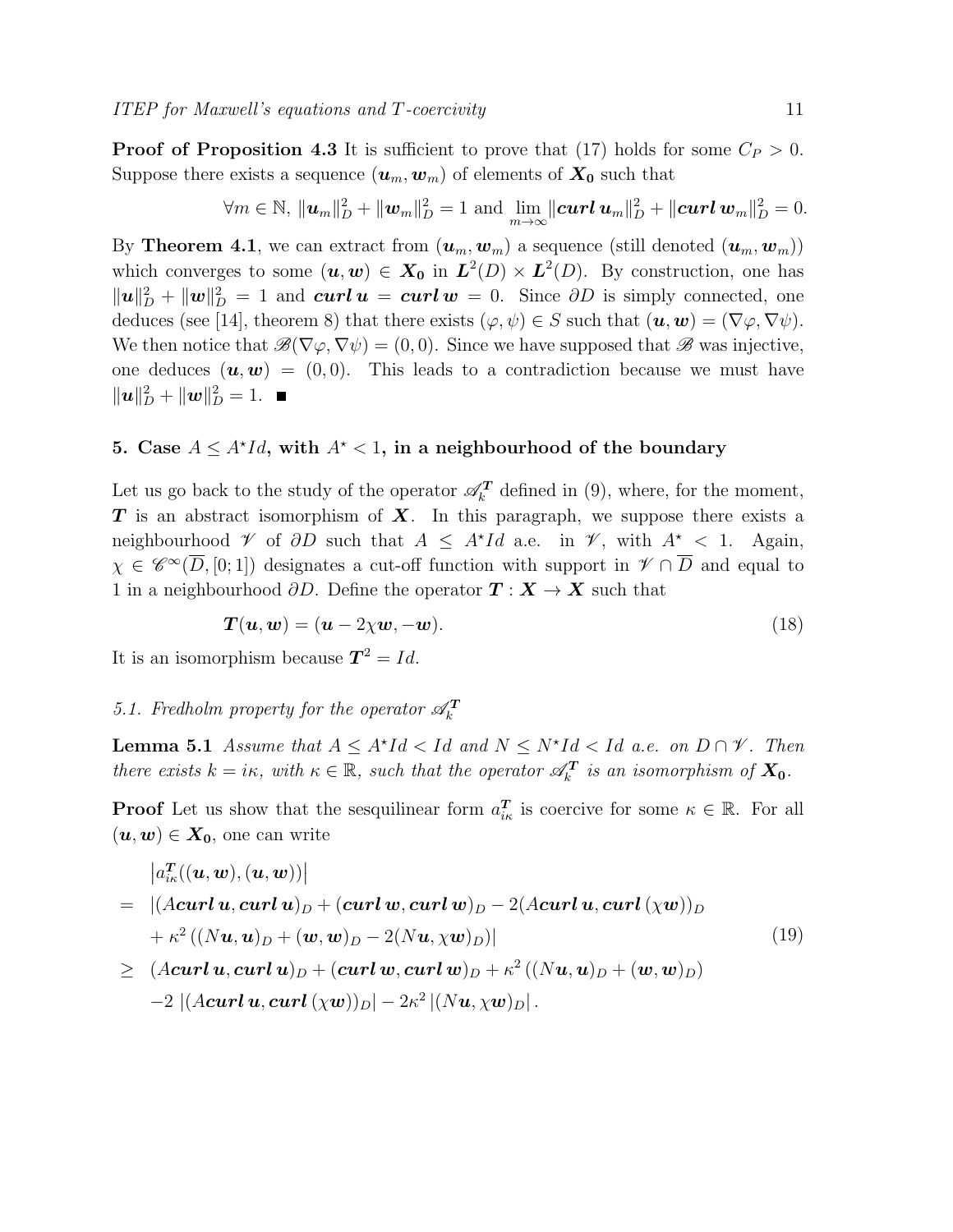**Proof of Proposition 4.3** It is sufficient to prove that (17) holds for some $C_P > 0$. Suppose there exists a sequence $(\boldsymbol{u}_m, \boldsymbol{w}_m)$ of elements of $\boldsymbol{X_0}$ such that

$$\forall m \in \mathbb{N},\ \|\boldsymbol{u}_m\|_D^2 + \|\boldsymbol{w}_m\|_D^2 = 1 \text{ and } \lim_{m\to\infty} \|\boldsymbol{curl}\,\boldsymbol{u}_m\|_D^2 + \|\boldsymbol{curl}\,\boldsymbol{w}_m\|_D^2 = 0.$$

By **Theorem 4.1**, we can extract from $(\boldsymbol{u}_m, \boldsymbol{w}_m)$ a sequence (still denoted $(\boldsymbol{u}_m, \boldsymbol{w}_m)$) which converges to some $(\boldsymbol{u}, \boldsymbol{w}) \in \boldsymbol{X_0}$ in $\boldsymbol{L}^2(D) \times \boldsymbol{L}^2(D)$. By construction, one has $\|\boldsymbol{u}\|_D^2 + \|\boldsymbol{w}\|_D^2 = 1$ and $\boldsymbol{curl}\,\boldsymbol{u} = \boldsymbol{curl}\,\boldsymbol{w} = 0$. Since $\partial D$ is simply connected, one deduces (see [14], theorem 8) that there exists $(\varphi, \psi) \in S$ such that $(\boldsymbol{u}, \boldsymbol{w}) = (\nabla\varphi, \nabla\psi)$. We then notice that $\mathscr{B}(\nabla\varphi, \nabla\psi) = (0, 0)$. Since we have supposed that $\mathscr{B}$ was injective, one deduces $(\boldsymbol{u}, \boldsymbol{w}) = (0, 0)$. This leads to a contradiction because we must have $\|\boldsymbol{u}\|_D^2 + \|\boldsymbol{w}\|_D^2 = 1$. ■

## 5. Case $A \leq A^\star Id$, with $A^\star < 1$, in a neighbourhood of the boundary

Let us go back to the study of the operator $\mathscr{A}_k^{\boldsymbol{T}}$ defined in (9), where, for the moment, $\boldsymbol{T}$ is an abstract isomorphism of $\boldsymbol{X}$. In this paragraph, we suppose there exists a neighbourhood $\mathscr{V}$ of $\partial D$ such that $A \leq A^\star Id$ a.e. in $\mathscr{V}$, with $A^\star < 1$. Again, $\chi \in \mathscr{C}^\infty(\overline{D}, [0;1])$ designates a cut-off function with support in $\mathscr{V} \cap \overline{D}$ and equal to 1 in a neighbourhood $\partial D$. Define the operator $\boldsymbol{T} : \boldsymbol{X} \to \boldsymbol{X}$ such that

$$\boldsymbol{T}(\boldsymbol{u}, \boldsymbol{w}) = (\boldsymbol{u} - 2\chi\boldsymbol{w}, -\boldsymbol{w}). \tag{18}$$

It is an isomorphism because $\boldsymbol{T}^2 = Id$.

### 5.1. Fredholm property for the operator $\mathscr{A}_k^{\boldsymbol{T}}$

**Lemma 5.1** *Assume that $A \leq A^\star Id < Id$ and $N \leq N^\star Id < Id$ a.e. on $D \cap \mathscr{V}$. Then there exists $k = i\kappa$, with $\kappa \in \mathbb{R}$, such that the operator $\mathscr{A}_k^{\boldsymbol{T}}$ is an isomorphism of $\boldsymbol{X_0}$.*

**Proof** Let us show that the sesquilinear form $a_{i\kappa}^{\boldsymbol{T}}$ is coercive for some $\kappa \in \mathbb{R}$. For all $(\boldsymbol{u}, \boldsymbol{w}) \in \boldsymbol{X_0}$, one can write

$$\begin{aligned}
&\left|a_{i\kappa}^{\boldsymbol{T}}((\boldsymbol{u}, \boldsymbol{w}), (\boldsymbol{u}, \boldsymbol{w}))\right| \\
=\ & |(A\boldsymbol{curl}\,\boldsymbol{u}, \boldsymbol{curl}\,\boldsymbol{u})_D + (\boldsymbol{curl}\,\boldsymbol{w}, \boldsymbol{curl}\,\boldsymbol{w})_D - 2(A\boldsymbol{curl}\,\boldsymbol{u}, \boldsymbol{curl}\,(\chi\boldsymbol{w}))_D \\
&+ \kappa^2\left((N\boldsymbol{u}, \boldsymbol{u})_D + (\boldsymbol{w}, \boldsymbol{w})_D - 2(N\boldsymbol{u}, \chi\boldsymbol{w})_D\right)| \\
\geq\ & (A\boldsymbol{curl}\,\boldsymbol{u}, \boldsymbol{curl}\,\boldsymbol{u})_D + (\boldsymbol{curl}\,\boldsymbol{w}, \boldsymbol{curl}\,\boldsymbol{w})_D + \kappa^2\left((N\boldsymbol{u}, \boldsymbol{u})_D + (\boldsymbol{w}, \boldsymbol{w})_D\right) \\
&-2\left|(A\boldsymbol{curl}\,\boldsymbol{u}, \boldsymbol{curl}\,(\chi\boldsymbol{w}))_D\right| - 2\kappa^2\left|(N\boldsymbol{u}, \chi\boldsymbol{w})_D\right|.
\end{aligned} \tag{19}$$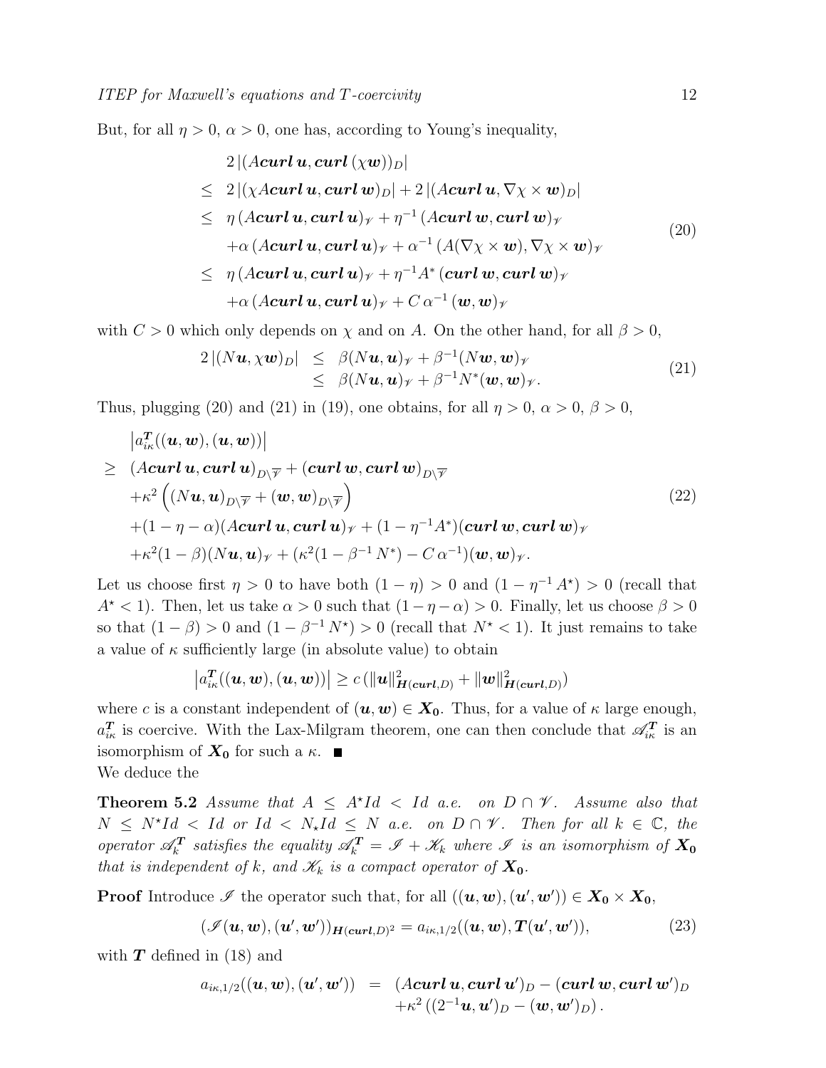But, for all $\eta > 0$, $\alpha > 0$, one has, according to Young's inequality,

$$
\begin{array}{ll}
& 2\,|(A\,\boldsymbol{curl}\,\boldsymbol{u}, \boldsymbol{curl}\,(\chi\boldsymbol{w}))_D| \\
\leq & 2\,|(\chi A\,\boldsymbol{curl}\,\boldsymbol{u}, \boldsymbol{curl}\,\boldsymbol{w})_D| + 2\,|(A\,\boldsymbol{curl}\,\boldsymbol{u}, \nabla\chi\times\boldsymbol{w})_D| \\
\leq & \eta\,(A\,\boldsymbol{curl}\,\boldsymbol{u}, \boldsymbol{curl}\,\boldsymbol{u})_{\mathscr{V}} + \eta^{-1}\,(A\,\boldsymbol{curl}\,\boldsymbol{w}, \boldsymbol{curl}\,\boldsymbol{w})_{\mathscr{V}} \\
& +\alpha\,(A\,\boldsymbol{curl}\,\boldsymbol{u}, \boldsymbol{curl}\,\boldsymbol{u})_{\mathscr{V}} + \alpha^{-1}\,(A(\nabla\chi\times\boldsymbol{w}), \nabla\chi\times\boldsymbol{w})_{\mathscr{V}} \\
\leq & \eta\,(A\,\boldsymbol{curl}\,\boldsymbol{u}, \boldsymbol{curl}\,\boldsymbol{u})_{\mathscr{V}} + \eta^{-1}A^{*}\,(\boldsymbol{curl}\,\boldsymbol{w}, \boldsymbol{curl}\,\boldsymbol{w})_{\mathscr{V}} \\
& +\alpha\,(A\,\boldsymbol{curl}\,\boldsymbol{u}, \boldsymbol{curl}\,\boldsymbol{u})_{\mathscr{V}} + C\,\alpha^{-1}\,(\boldsymbol{w}, \boldsymbol{w})_{\mathscr{V}}
\end{array}
\tag{20}
$$

with $C > 0$ which only depends on $\chi$ and on $A$. On the other hand, for all $\beta > 0$,

$$
\begin{array}{rcl}
2\,|(N\boldsymbol{u}, \chi\boldsymbol{w})_D| & \leq & \beta(N\boldsymbol{u}, \boldsymbol{u})_{\mathscr{V}} + \beta^{-1}(N\boldsymbol{w}, \boldsymbol{w})_{\mathscr{V}} \\
& \leq & \beta(N\boldsymbol{u}, \boldsymbol{u})_{\mathscr{V}} + \beta^{-1}N^{*}(\boldsymbol{w}, \boldsymbol{w})_{\mathscr{V}}.
\end{array}
\tag{21}
$$

Thus, plugging (20) and (21) in (19), one obtains, for all $\eta > 0$, $\alpha > 0$, $\beta > 0$,

$$
\begin{array}{ll}
& \left|a^{\boldsymbol{T}}_{i\kappa}((\boldsymbol{u}, \boldsymbol{w}), (\boldsymbol{u}, \boldsymbol{w}))\right| \\
\geq & (A\,\boldsymbol{curl}\,\boldsymbol{u}, \boldsymbol{curl}\,\boldsymbol{u})_{D\setminus\overline{\mathscr{V}}} + (\boldsymbol{curl}\,\boldsymbol{w}, \boldsymbol{curl}\,\boldsymbol{w})_{D\setminus\overline{\mathscr{V}}} \\
& +\kappa^2\left((N\boldsymbol{u}, \boldsymbol{u})_{D\setminus\overline{\mathscr{V}}} + (\boldsymbol{w}, \boldsymbol{w})_{D\setminus\overline{\mathscr{V}}}\right) \\
& +(1-\eta-\alpha)(A\,\boldsymbol{curl}\,\boldsymbol{u}, \boldsymbol{curl}\,\boldsymbol{u})_{\mathscr{V}} + (1-\eta^{-1}A^{*})(\boldsymbol{curl}\,\boldsymbol{w}, \boldsymbol{curl}\,\boldsymbol{w})_{\mathscr{V}} \\
& +\kappa^2(1-\beta)(N\boldsymbol{u}, \boldsymbol{u})_{\mathscr{V}} + (\kappa^2(1-\beta^{-1}N^{*}) - C\,\alpha^{-1})(\boldsymbol{w}, \boldsymbol{w})_{\mathscr{V}}.
\end{array}
\tag{22}
$$

Let us choose first $\eta > 0$ to have both $(1-\eta) > 0$ and $(1-\eta^{-1}A^{\star}) > 0$ (recall that $A^{\star} < 1$). Then, let us take $\alpha > 0$ such that $(1-\eta-\alpha) > 0$. Finally, let us choose $\beta > 0$ so that $(1-\beta) > 0$ and $(1-\beta^{-1}N^{\star}) > 0$ (recall that $N^{\star} < 1$). It just remains to take a value of $\kappa$ sufficiently large (in absolute value) to obtain

$$
\left|a^{\boldsymbol{T}}_{i\kappa}((\boldsymbol{u}, \boldsymbol{w}), (\boldsymbol{u}, \boldsymbol{w}))\right| \geq c\,(\|\boldsymbol{u}\|^2_{\boldsymbol{H}(\boldsymbol{curl},D)} + \|\boldsymbol{w}\|^2_{\boldsymbol{H}(\boldsymbol{curl},D)})
$$

where $c$ is a constant independent of $(\boldsymbol{u}, \boldsymbol{w}) \in \boldsymbol{X_0}$. Thus, for a value of $\kappa$ large enough, $a^{\boldsymbol{T}}_{i\kappa}$ is coercive. With the Lax-Milgram theorem, one can then conclude that $\mathscr{A}^{\boldsymbol{T}}_{i\kappa}$ is an isomorphism of $\boldsymbol{X_0}$ for such a $\kappa$. ■

We deduce the

**Theorem 5.2** *Assume that $A \leq A^{\star}Id < Id$ a.e. on $D \cap \mathscr{V}$. Assume also that $N \leq N^{\star}Id < Id$ or $Id < N_{\star}Id \leq N$ a.e. on $D \cap \mathscr{V}$. Then for all $k \in \mathbb{C}$, the operator $\mathscr{A}^{\boldsymbol{T}}_{k}$ satisfies the equality $\mathscr{A}^{\boldsymbol{T}}_{k} = \mathscr{I} + \mathscr{K}_k$ where $\mathscr{I}$ is an isomorphism of $\boldsymbol{X_0}$ that is independent of $k$, and $\mathscr{K}_k$ is a compact operator of $\boldsymbol{X_0}$.*

**Proof** Introduce $\mathscr{I}$ the operator such that, for all $((\boldsymbol{u}, \boldsymbol{w}), (\boldsymbol{u}', \boldsymbol{w}')) \in \boldsymbol{X_0} \times \boldsymbol{X_0}$,

$$
(\mathscr{I}(\boldsymbol{u}, \boldsymbol{w}), (\boldsymbol{u}', \boldsymbol{w}'))_{\boldsymbol{H}(\boldsymbol{curl},D)^2} = a_{i\kappa,1/2}((\boldsymbol{u}, \boldsymbol{w}), \boldsymbol{T}(\boldsymbol{u}', \boldsymbol{w}')),
\tag{23}
$$

with $\boldsymbol{T}$ defined in (18) and

$$
\begin{array}{rcl}
a_{i\kappa,1/2}((\boldsymbol{u}, \boldsymbol{w}), (\boldsymbol{u}', \boldsymbol{w}')) & = & (A\,\boldsymbol{curl}\,\boldsymbol{u}, \boldsymbol{curl}\,\boldsymbol{u}')_D - (\boldsymbol{curl}\,\boldsymbol{w}, \boldsymbol{curl}\,\boldsymbol{w}')_D \\
& & +\kappa^2\left((2^{-1}\boldsymbol{u}, \boldsymbol{u}')_D - (\boldsymbol{w}, \boldsymbol{w}')_D\right).
\end{array}
$$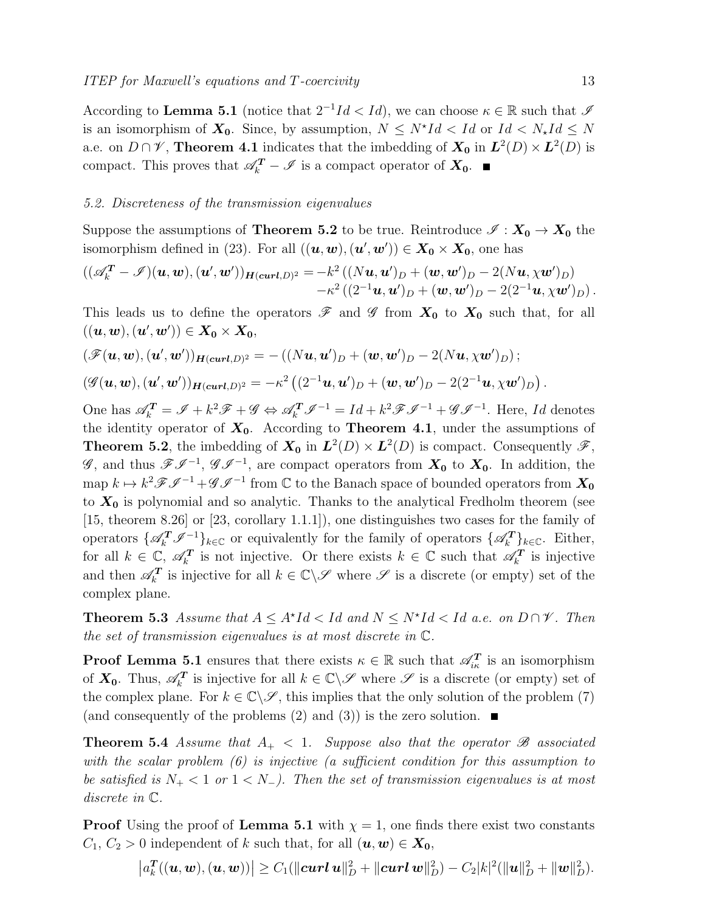According to **Lemma 5.1** (notice that $2^{-1}Id < Id$), we can choose $\kappa \in \mathbb{R}$ such that $\mathscr{I}$ is an isomorphism of $\boldsymbol{X_0}$. Since, by assumption, $N \leq N^\star Id < Id$ or $Id < N_\star Id \leq N$ a.e. on $D \cap \mathscr{V}$, **Theorem 4.1** indicates that the imbedding of $\boldsymbol{X_0}$ in $\boldsymbol{L}^2(D) \times \boldsymbol{L}^2(D)$ is compact. This proves that $\mathscr{A}_k^{\boldsymbol{T}} - \mathscr{I}$ is a compact operator of $\boldsymbol{X_0}$. ■

### 5.2. Discreteness of the transmission eigenvalues

Suppose the assumptions of **Theorem 5.2** to be true. Reintroduce $\mathscr{I} : \boldsymbol{X_0} \to \boldsymbol{X_0}$ the isomorphism defined in (23). For all $((\boldsymbol{u}, \boldsymbol{w}), (\boldsymbol{u}', \boldsymbol{w}')) \in \boldsymbol{X_0} \times \boldsymbol{X_0}$, one has

$$
\begin{aligned}
((\mathscr{A}_k^{\boldsymbol{T}} - \mathscr{I})(\boldsymbol{u}, \boldsymbol{w}), (\boldsymbol{u}', \boldsymbol{w}'))_{\boldsymbol{H}(\boldsymbol{curl},D)^2} = & -k^2 \left( (N\boldsymbol{u}, \boldsymbol{u}')_D + (\boldsymbol{w}, \boldsymbol{w}')_D - 2(N\boldsymbol{u}, \chi \boldsymbol{w}')_D \right) \\
& -\kappa^2 \left( (2^{-1}\boldsymbol{u}, \boldsymbol{u}')_D + (\boldsymbol{w}, \boldsymbol{w}')_D - 2(2^{-1}\boldsymbol{u}, \chi \boldsymbol{w}')_D \right).
\end{aligned}
$$

This leads us to define the operators $\mathscr{F}$ and $\mathscr{G}$ from $\boldsymbol{X_0}$ to $\boldsymbol{X_0}$ such that, for all $((\boldsymbol{u}, \boldsymbol{w}), (\boldsymbol{u}', \boldsymbol{w}')) \in \boldsymbol{X_0} \times \boldsymbol{X_0}$,

$$
(\mathscr{F}(\boldsymbol{u}, \boldsymbol{w}), (\boldsymbol{u}', \boldsymbol{w}'))_{\boldsymbol{H}(\boldsymbol{curl},D)^2} = -\left( (N\boldsymbol{u}, \boldsymbol{u}')_D + (\boldsymbol{w}, \boldsymbol{w}')_D - 2(N\boldsymbol{u}, \chi \boldsymbol{w}')_D \right);
$$

$$
(\mathscr{G}(\boldsymbol{u}, \boldsymbol{w}), (\boldsymbol{u}', \boldsymbol{w}'))_{\boldsymbol{H}(\boldsymbol{curl},D)^2} = -\kappa^2 \left( (2^{-1}\boldsymbol{u}, \boldsymbol{u}')_D + (\boldsymbol{w}, \boldsymbol{w}')_D - 2(2^{-1}\boldsymbol{u}, \chi \boldsymbol{w}')_D \right).
$$

One has $\mathscr{A}_k^{\boldsymbol{T}} = \mathscr{I} + k^2 \mathscr{F} + \mathscr{G} \Leftrightarrow \mathscr{A}_k^{\boldsymbol{T}} \mathscr{I}^{-1} = Id + k^2 \mathscr{F} \mathscr{I}^{-1} + \mathscr{G} \mathscr{I}^{-1}$. Here, $Id$ denotes the identity operator of $\boldsymbol{X_0}$. According to **Theorem 4.1**, under the assumptions of **Theorem 5.2**, the imbedding of $\boldsymbol{X_0}$ in $\boldsymbol{L}^2(D) \times \boldsymbol{L}^2(D)$ is compact. Consequently $\mathscr{F}$, $\mathscr{G}$, and thus $\mathscr{F}\mathscr{I}^{-1}$, $\mathscr{G}\mathscr{I}^{-1}$, are compact operators from $\boldsymbol{X_0}$ to $\boldsymbol{X_0}$. In addition, the map $k \mapsto k^2 \mathscr{F} \mathscr{I}^{-1} + \mathscr{G} \mathscr{I}^{-1}$ from $\mathbb{C}$ to the Banach space of bounded operators from $\boldsymbol{X_0}$ to $\boldsymbol{X_0}$ is polynomial and so analytic. Thanks to the analytical Fredholm theorem (see [15, theorem 8.26] or [23, corollary 1.1.1]), one distinguishes two cases for the family of operators $\{\mathscr{A}_k^{\boldsymbol{T}} \mathscr{I}^{-1}\}_{k \in \mathbb{C}}$ or equivalently for the family of operators $\{\mathscr{A}_k^{\boldsymbol{T}}\}_{k \in \mathbb{C}}$. Either, for all $k \in \mathbb{C}$, $\mathscr{A}_k^{\boldsymbol{T}}$ is not injective. Or there exists $k \in \mathbb{C}$ such that $\mathscr{A}_k^{\boldsymbol{T}}$ is injective and then $\mathscr{A}_k^{\boldsymbol{T}}$ is injective for all $k \in \mathbb{C} \backslash \mathscr{S}$ where $\mathscr{S}$ is a discrete (or empty) set of the complex plane.

**Theorem 5.3** *Assume that $A \leq A^\star Id < Id$ and $N \leq N^\star Id < Id$ a.e. on $D \cap \mathscr{V}$. Then the set of transmission eigenvalues is at most discrete in $\mathbb{C}$.*

**Proof** **Lemma 5.1** ensures that there exists $\kappa \in \mathbb{R}$ such that $\mathscr{A}_{i\kappa}^{\boldsymbol{T}}$ is an isomorphism of $\boldsymbol{X_0}$. Thus, $\mathscr{A}_k^{\boldsymbol{T}}$ is injective for all $k \in \mathbb{C} \backslash \mathscr{S}$ where $\mathscr{S}$ is a discrete (or empty) set of the complex plane. For $k \in \mathbb{C} \backslash \mathscr{S}$, this implies that the only solution of the problem (7) (and consequently of the problems (2) and (3)) is the zero solution. ■

**Theorem 5.4** *Assume that $A_+ < 1$. Suppose also that the operator $\mathscr{B}$ associated with the scalar problem (6) is injective (a sufficient condition for this assumption to be satisfied is $N_+ < 1$ or $1 < N_-$). Then the set of transmission eigenvalues is at most discrete in $\mathbb{C}$.*

**Proof** Using the proof of **Lemma 5.1** with $\chi = 1$, one finds there exist two constants $C_1$, $C_2 > 0$ independent of $k$ such that, for all $(\boldsymbol{u}, \boldsymbol{w}) \in \boldsymbol{X_0}$,

$$
\left| a_k^{\boldsymbol{T}}((\boldsymbol{u}, \boldsymbol{w}), (\boldsymbol{u}, \boldsymbol{w})) \right| \geq C_1 (\|\boldsymbol{curl}\,\boldsymbol{u}\|_D^2 + \|\boldsymbol{curl}\,\boldsymbol{w}\|_D^2) - C_2 |k|^2 (\|\boldsymbol{u}\|_D^2 + \|\boldsymbol{w}\|_D^2).
$$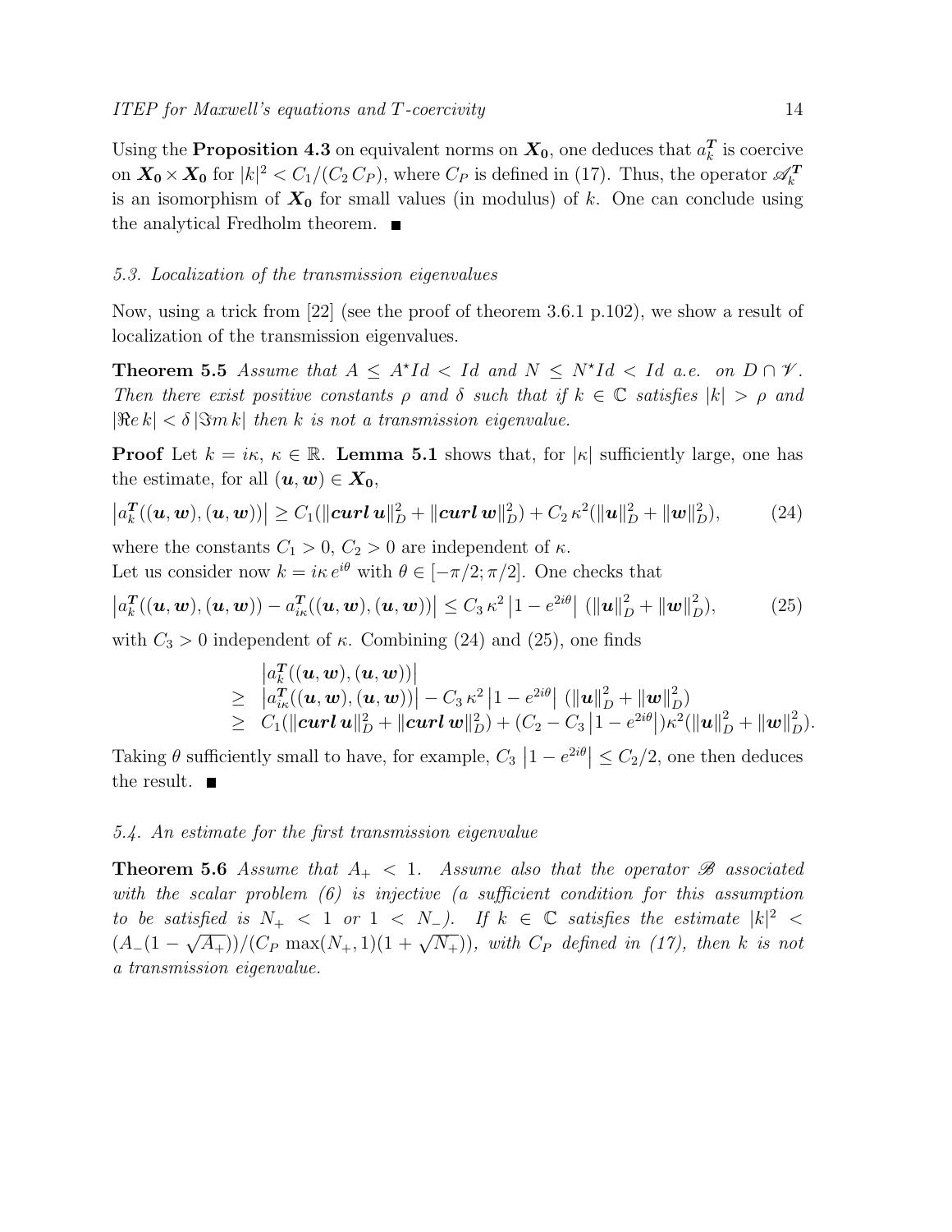Using the **Proposition 4.3** on equivalent norms on $\boldsymbol{X_0}$, one deduces that $a_k^{\boldsymbol{T}}$ is coercive on $\boldsymbol{X_0} \times \boldsymbol{X_0}$ for $|k|^2 < C_1/(C_2\, C_P)$, where $C_P$ is defined in (17). Thus, the operator $\mathscr{A}_k^{\boldsymbol{T}}$ is an isomorphism of $\boldsymbol{X_0}$ for small values (in modulus) of $k$. One can conclude using the analytical Fredholm theorem. ■

### *5.3. Localization of the transmission eigenvalues*

Now, using a trick from [22] (see the proof of theorem 3.6.1 p.102), we show a result of localization of the transmission eigenvalues.

**Theorem 5.5** *Assume that $A \le A^\star Id < Id$ and $N \le N^\star Id < Id$ a.e. on $D \cap \mathscr{V}$. Then there exist positive constants $\rho$ and $\delta$ such that if $k \in \mathbb{C}$ satisfies $|k| > \rho$ and $|\Re e\, k| < \delta\, |\Im m\, k|$ then $k$ is not a transmission eigenvalue.*

**Proof** Let $k = i\kappa$, $\kappa \in \mathbb{R}$. **Lemma 5.1** shows that, for $|\kappa|$ sufficiently large, one has the estimate, for all $(\boldsymbol{u}, \boldsymbol{w}) \in \boldsymbol{X_0}$,

$$\left|a_k^{\boldsymbol{T}}((\boldsymbol{u},\boldsymbol{w}),(\boldsymbol{u},\boldsymbol{w}))\right| \ge C_1(\|\boldsymbol{curl}\,\boldsymbol{u}\|_D^2 + \|\boldsymbol{curl}\,\boldsymbol{w}\|_D^2) + C_2\,\kappa^2(\|\boldsymbol{u}\|_D^2 + \|\boldsymbol{w}\|_D^2), \tag{24}$$

where the constants $C_1 > 0$, $C_2 > 0$ are independent of $\kappa$.
Let us consider now $k = i\kappa\, e^{i\theta}$ with $\theta \in [-\pi/2; \pi/2]$. One checks that

$$\left|a_k^{\boldsymbol{T}}((\boldsymbol{u},\boldsymbol{w}),(\boldsymbol{u},\boldsymbol{w})) - a_{i\kappa}^{\boldsymbol{T}}((\boldsymbol{u},\boldsymbol{w}),(\boldsymbol{u},\boldsymbol{w}))\right| \le C_3\,\kappa^2\left|1 - e^{2i\theta}\right|\,(\|\boldsymbol{u}\|_D^2 + \|\boldsymbol{w}\|_D^2), \tag{25}$$

with $C_3 > 0$ independent of $\kappa$. Combining (24) and (25), one finds

$$\begin{array}{ll} & \left|a_k^{\boldsymbol{T}}((\boldsymbol{u},\boldsymbol{w}),(\boldsymbol{u},\boldsymbol{w}))\right| \\ \ge & \left|a_{i\kappa}^{\boldsymbol{T}}((\boldsymbol{u},\boldsymbol{w}),(\boldsymbol{u},\boldsymbol{w}))\right| - C_3\,\kappa^2\left|1 - e^{2i\theta}\right|\,(\|\boldsymbol{u}\|_D^2 + \|\boldsymbol{w}\|_D^2) \\ \ge & C_1(\|\boldsymbol{curl}\,\boldsymbol{u}\|_D^2 + \|\boldsymbol{curl}\,\boldsymbol{w}\|_D^2) + (C_2 - C_3\left|1 - e^{2i\theta}\right|)\kappa^2(\|\boldsymbol{u}\|_D^2 + \|\boldsymbol{w}\|_D^2). \end{array}$$

Taking $\theta$ sufficiently small to have, for example, $C_3\left|1 - e^{2i\theta}\right| \le C_2/2$, one then deduces the result. ■

### *5.4. An estimate for the first transmission eigenvalue*

**Theorem 5.6** *Assume that $A_+ < 1$. Assume also that the operator $\mathscr{B}$ associated with the scalar problem (6) is injective (a sufficient condition for this assumption to be satisfied is $N_+ < 1$ or $1 < N_-$). If $k \in \mathbb{C}$ satisfies the estimate $|k|^2 < (A_-(1-\sqrt{A_+}))/(C_P \max(N_+, 1)(1+\sqrt{N_+}))$, with $C_P$ defined in (17), then $k$ is not a transmission eigenvalue.*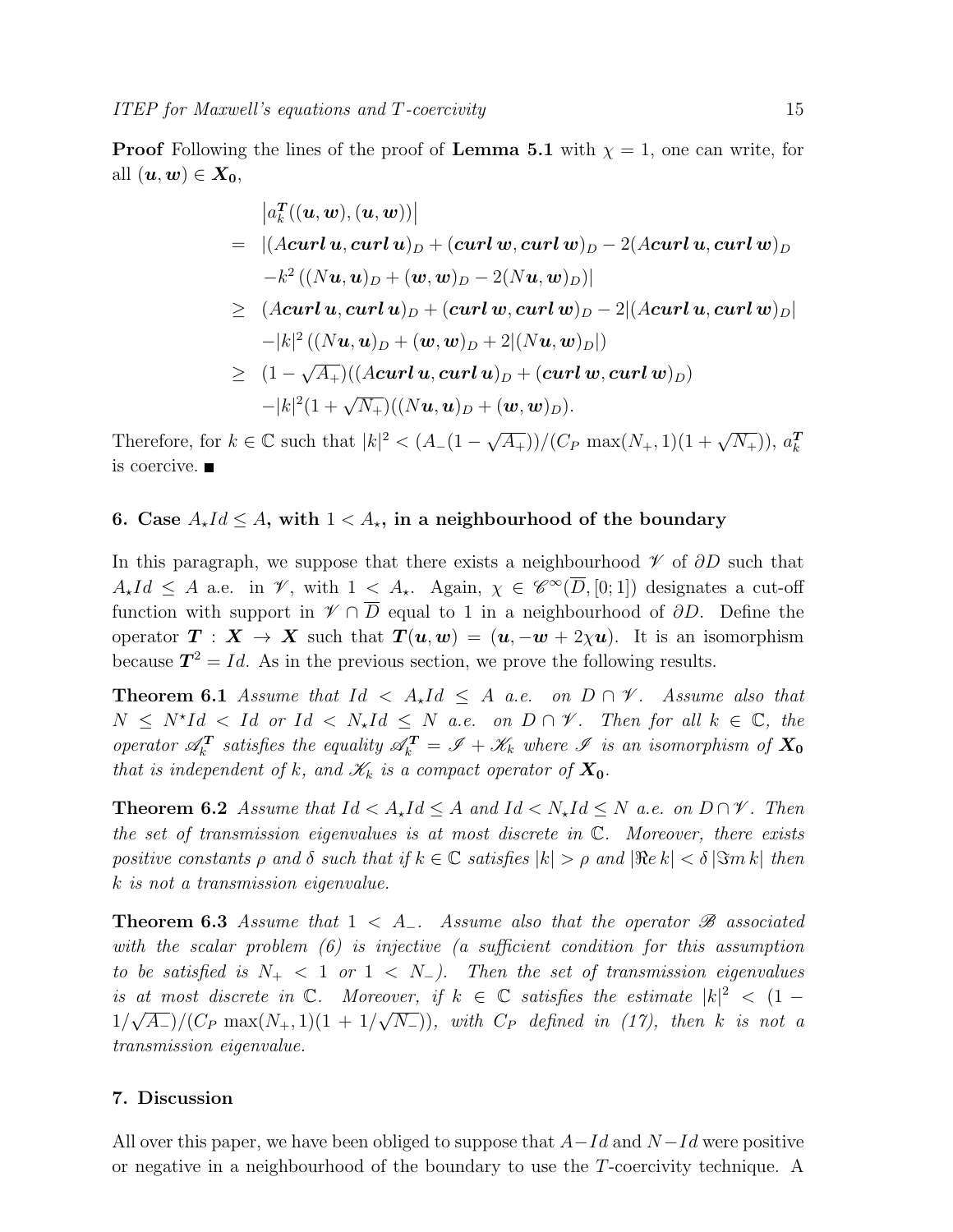**Proof** Following the lines of the proof of **Lemma 5.1** with $\chi = 1$, one can write, for all $(\boldsymbol{u}, \boldsymbol{w}) \in \boldsymbol{X_0}$,

$$
\begin{aligned}
& \left| a_k^{\boldsymbol{T}}((\boldsymbol{u},\boldsymbol{w}),(\boldsymbol{u},\boldsymbol{w})) \right| \\
= \;& |(A\,\mathbf{curl}\,\boldsymbol{u}, \mathbf{curl}\,\boldsymbol{u})_D + (\mathbf{curl}\,\boldsymbol{w}, \mathbf{curl}\,\boldsymbol{w})_D - 2(A\,\mathbf{curl}\,\boldsymbol{u}, \mathbf{curl}\,\boldsymbol{w})_D \\
& - k^2\left((N\boldsymbol{u},\boldsymbol{u})_D + (\boldsymbol{w},\boldsymbol{w})_D - 2(N\boldsymbol{u},\boldsymbol{w})_D\right)| \\
\geq \;& (A\,\mathbf{curl}\,\boldsymbol{u}, \mathbf{curl}\,\boldsymbol{u})_D + (\mathbf{curl}\,\boldsymbol{w}, \mathbf{curl}\,\boldsymbol{w})_D - 2|(A\,\mathbf{curl}\,\boldsymbol{u}, \mathbf{curl}\,\boldsymbol{w})_D| \\
& - |k|^2\left((N\boldsymbol{u},\boldsymbol{u})_D + (\boldsymbol{w},\boldsymbol{w})_D + 2|(N\boldsymbol{u},\boldsymbol{w})_D|\right) \\
\geq \;& (1-\sqrt{A_+})((A\,\mathbf{curl}\,\boldsymbol{u}, \mathbf{curl}\,\boldsymbol{u})_D + (\mathbf{curl}\,\boldsymbol{w}, \mathbf{curl}\,\boldsymbol{w})_D) \\
& - |k|^2(1+\sqrt{N_+})((N\boldsymbol{u},\boldsymbol{u})_D + (\boldsymbol{w},\boldsymbol{w})_D).
\end{aligned}
$$

Therefore, for $k \in \mathbb{C}$ such that $|k|^2 < (A_-(1-\sqrt{A_+}))/(C_P \max(N_+,1)(1+\sqrt{N_+}))$, $a_k^{\boldsymbol{T}}$ is coercive. ∎

## 6. Case $A_\star Id \leq A$, with $1 < A_\star$, in a neighbourhood of the boundary

In this paragraph, we suppose that there exists a neighbourhood $\mathscr{V}$ of $\partial D$ such that $A_\star Id \leq A$ a.e. in $\mathscr{V}$, with $1 < A_\star$. Again, $\chi \in \mathscr{C}^\infty(\overline{D}, [0;1])$ designates a cut-off function with support in $\mathscr{V} \cap \overline{D}$ equal to 1 in a neighbourhood of $\partial D$. Define the operator $\boldsymbol{T} : \boldsymbol{X} \to \boldsymbol{X}$ such that $\boldsymbol{T}(\boldsymbol{u},\boldsymbol{w}) = (\boldsymbol{u}, -\boldsymbol{w} + 2\chi\boldsymbol{u})$. It is an isomorphism because $\boldsymbol{T}^2 = Id$. As in the previous section, we prove the following results.

**Theorem 6.1** *Assume that $Id < A_\star Id \leq A$ a.e. on $D \cap \mathscr{V}$. Assume also that $N \leq N^\star Id < Id$ or $Id < N_\star Id \leq N$ a.e. on $D \cap \mathscr{V}$. Then for all $k \in \mathbb{C}$, the operator $\mathscr{A}_k^{\boldsymbol{T}}$ satisfies the equality $\mathscr{A}_k^{\boldsymbol{T}} = \mathscr{I} + \mathscr{K}_k$ where $\mathscr{I}$ is an isomorphism of $\boldsymbol{X_0}$ that is independent of $k$, and $\mathscr{K}_k$ is a compact operator of $\boldsymbol{X_0}$.*

**Theorem 6.2** *Assume that $Id < A_\star Id \leq A$ and $Id < N_\star Id \leq N$ a.e. on $D \cap \mathscr{V}$. Then the set of transmission eigenvalues is at most discrete in $\mathbb{C}$. Moreover, there exists positive constants $\rho$ and $\delta$ such that if $k \in \mathbb{C}$ satisfies $|k| > \rho$ and $|\Re e\, k| < \delta\, |\Im m\, k|$ then $k$ is not a transmission eigenvalue.*

**Theorem 6.3** *Assume that $1 < A_-$. Assume also that the operator $\mathscr{B}$ associated with the scalar problem (6) is injective (a sufficient condition for this assumption to be satisfied is $N_+ < 1$ or $1 < N_-$). Then the set of transmission eigenvalues is at most discrete in $\mathbb{C}$. Moreover, if $k \in \mathbb{C}$ satisfies the estimate $|k|^2 < (1 - 1/\sqrt{A_-})/(C_P \max(N_+,1)(1 + 1/\sqrt{N_-}))$, with $C_P$ defined in (17), then $k$ is not a transmission eigenvalue.*

## 7. Discussion

All over this paper, we have been obliged to suppose that $A - Id$ and $N - Id$ were positive or negative in a neighbourhood of the boundary to use the $T$-coercivity technique. A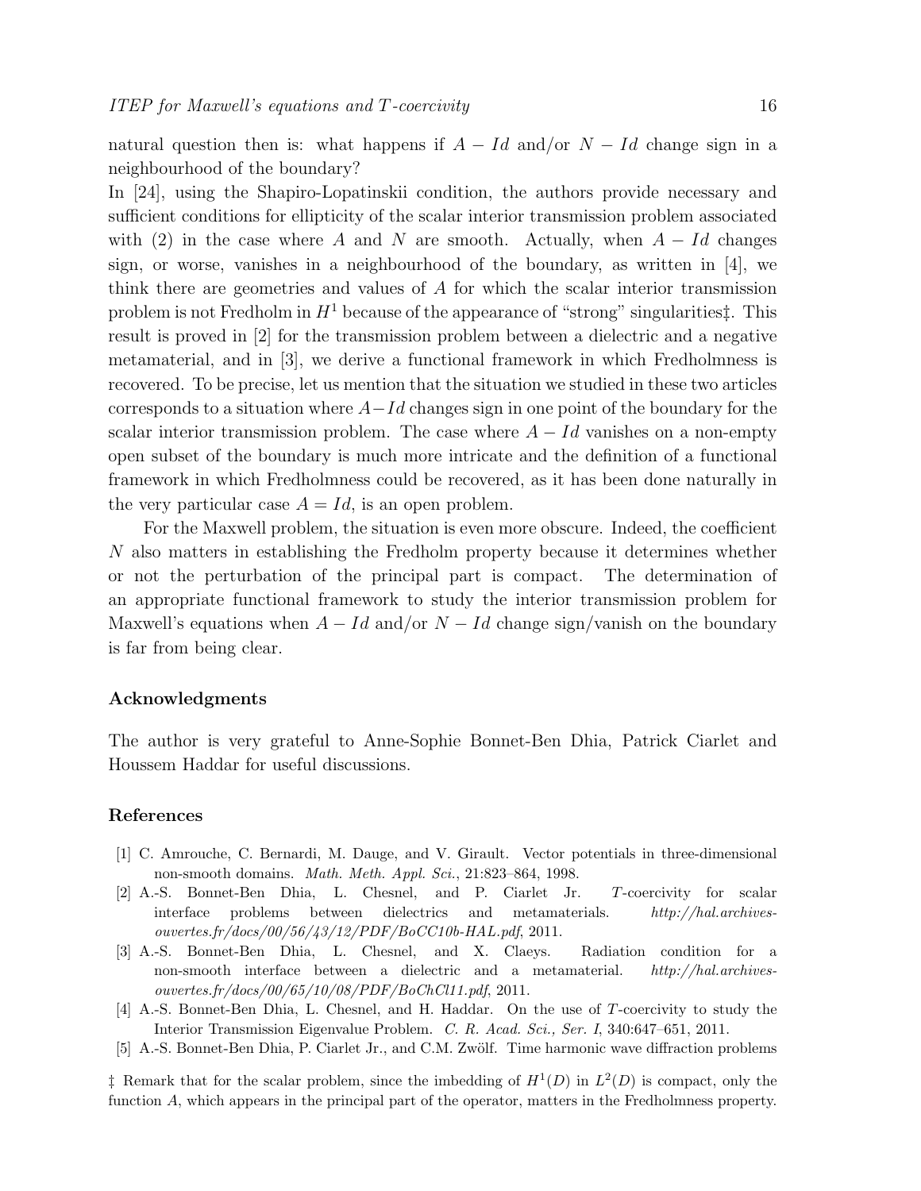natural question then is: what happens if $A - Id$ and/or $N - Id$ change sign in a neighbourhood of the boundary?

In [24], using the Shapiro-Lopatinskii condition, the authors provide necessary and sufficient conditions for ellipticity of the scalar interior transmission problem associated with (2) in the case where $A$ and $N$ are smooth. Actually, when $A - Id$ changes sign, or worse, vanishes in a neighbourhood of the boundary, as written in [4], we think there are geometries and values of $A$ for which the scalar interior transmission problem is not Fredholm in $H^1$ because of the appearance of "strong" singularities‡. This result is proved in [2] for the transmission problem between a dielectric and a negative metamaterial, and in [3], we derive a functional framework in which Fredholmness is recovered. To be precise, let us mention that the situation we studied in these two articles corresponds to a situation where $A - Id$ changes sign in one point of the boundary for the scalar interior transmission problem. The case where $A - Id$ vanishes on a non-empty open subset of the boundary is much more intricate and the definition of a functional framework in which Fredholmness could be recovered, as it has been done naturally in the very particular case $A = Id$, is an open problem.

For the Maxwell problem, the situation is even more obscure. Indeed, the coefficient $N$ also matters in establishing the Fredholm property because it determines whether or not the perturbation of the principal part is compact. The determination of an appropriate functional framework to study the interior transmission problem for Maxwell's equations when $A - Id$ and/or $N - Id$ change sign/vanish on the boundary is far from being clear.

### Acknowledgments

The author is very grateful to Anne-Sophie Bonnet-Ben Dhia, Patrick Ciarlet and Houssem Haddar for useful discussions.

### References

[1] C. Amrouche, C. Bernardi, M. Dauge, and V. Girault. Vector potentials in three-dimensional non-smooth domains. *Math. Meth. Appl. Sci.*, 21:823–864, 1998.

[2] A.-S. Bonnet-Ben Dhia, L. Chesnel, and P. Ciarlet Jr. $T$-coercivity for scalar interface problems between dielectrics and metamaterials. *http://hal.archives-ouvertes.fr/docs/00/56/43/12/PDF/BoCC10b-HAL.pdf*, 2011.

[3] A.-S. Bonnet-Ben Dhia, L. Chesnel, and X. Claeys. Radiation condition for a non-smooth interface between a dielectric and a metamaterial. *http://hal.archives-ouvertes.fr/docs/00/65/10/08/PDF/BoChCl11.pdf*, 2011.

[4] A.-S. Bonnet-Ben Dhia, L. Chesnel, and H. Haddar. On the use of $T$-coercivity to study the Interior Transmission Eigenvalue Problem. *C. R. Acad. Sci., Ser. I*, 340:647–651, 2011.

[5] A.-S. Bonnet-Ben Dhia, P. Ciarlet Jr., and C.M. Zwölf. Time harmonic wave diffraction problems

‡ Remark that for the scalar problem, since the imbedding of $H^1(D)$ in $L^2(D)$ is compact, only the function $A$, which appears in the principal part of the operator, matters in the Fredholmness property.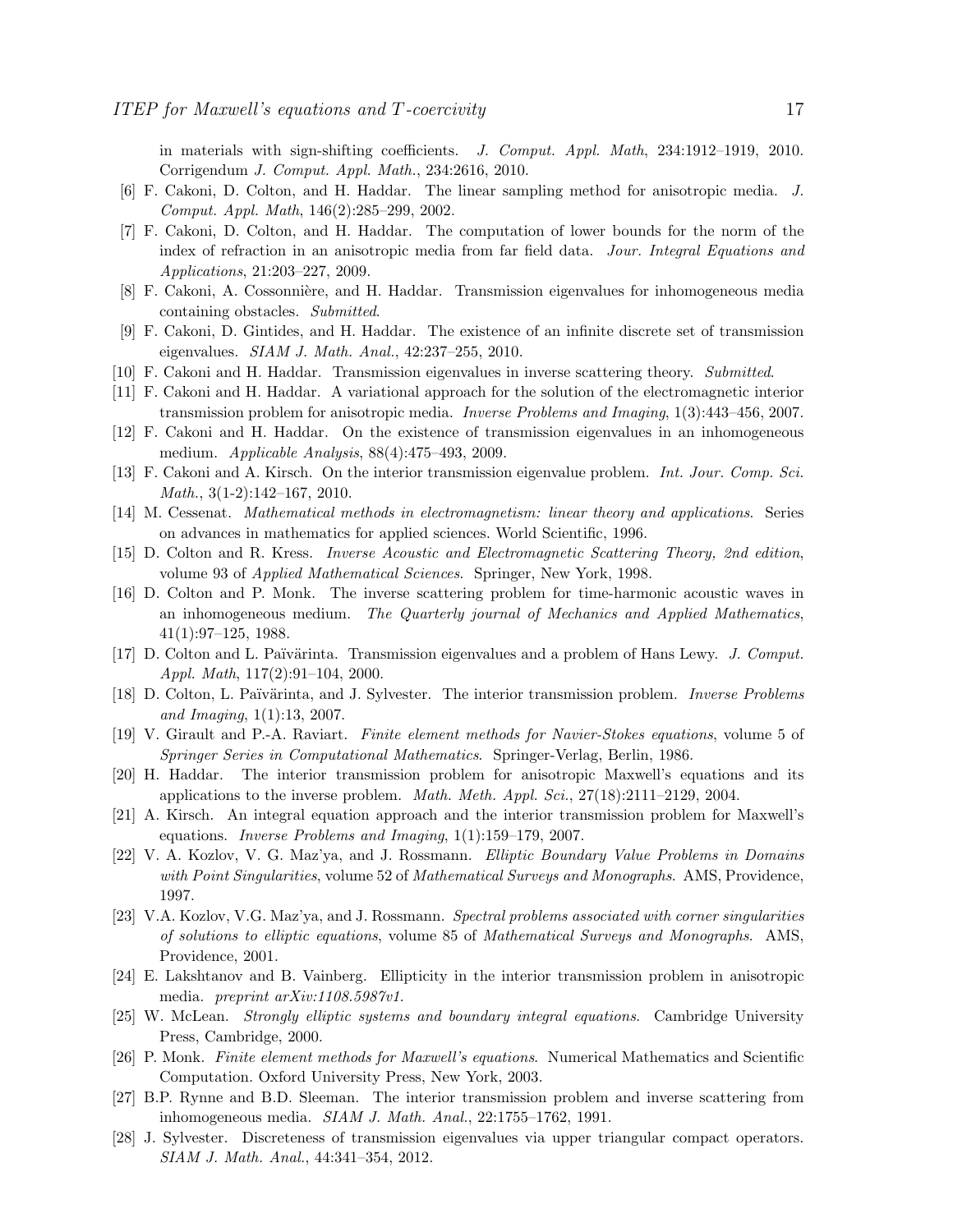in materials with sign-shifting coefficients. *J. Comput. Appl. Math*, 234:1912–1919, 2010. Corrigendum *J. Comput. Appl. Math.*, 234:2616, 2010.

[6] F. Cakoni, D. Colton, and H. Haddar. The linear sampling method for anisotropic media. *J. Comput. Appl. Math*, 146(2):285–299, 2002.

[7] F. Cakoni, D. Colton, and H. Haddar. The computation of lower bounds for the norm of the index of refraction in an anisotropic media from far field data. *Jour. Integral Equations and Applications*, 21:203–227, 2009.

[8] F. Cakoni, A. Cossonnière, and H. Haddar. Transmission eigenvalues for inhomogeneous media containing obstacles. *Submitted*.

[9] F. Cakoni, D. Gintides, and H. Haddar. The existence of an infinite discrete set of transmission eigenvalues. *SIAM J. Math. Anal.*, 42:237–255, 2010.

[10] F. Cakoni and H. Haddar. Transmission eigenvalues in inverse scattering theory. *Submitted*.

[11] F. Cakoni and H. Haddar. A variational approach for the solution of the electromagnetic interior transmission problem for anisotropic media. *Inverse Problems and Imaging*, 1(3):443–456, 2007.

[12] F. Cakoni and H. Haddar. On the existence of transmission eigenvalues in an inhomogeneous medium. *Applicable Analysis*, 88(4):475–493, 2009.

[13] F. Cakoni and A. Kirsch. On the interior transmission eigenvalue problem. *Int. Jour. Comp. Sci. Math.*, 3(1-2):142–167, 2010.

[14] M. Cessenat. *Mathematical methods in electromagnetism: linear theory and applications*. Series on advances in mathematics for applied sciences. World Scientific, 1996.

[15] D. Colton and R. Kress. *Inverse Acoustic and Electromagnetic Scattering Theory, 2nd edition*, volume 93 of *Applied Mathematical Sciences*. Springer, New York, 1998.

[16] D. Colton and P. Monk. The inverse scattering problem for time-harmonic acoustic waves in an inhomogeneous medium. *The Quarterly journal of Mechanics and Applied Mathematics*, 41(1):97–125, 1988.

[17] D. Colton and L. Païvärinta. Transmission eigenvalues and a problem of Hans Lewy. *J. Comput. Appl. Math*, 117(2):91–104, 2000.

[18] D. Colton, L. Païvärinta, and J. Sylvester. The interior transmission problem. *Inverse Problems and Imaging*, 1(1):13, 2007.

[19] V. Girault and P.-A. Raviart. *Finite element methods for Navier-Stokes equations*, volume 5 of *Springer Series in Computational Mathematics*. Springer-Verlag, Berlin, 1986.

[20] H. Haddar. The interior transmission problem for anisotropic Maxwell's equations and its applications to the inverse problem. *Math. Meth. Appl. Sci.*, 27(18):2111–2129, 2004.

[21] A. Kirsch. An integral equation approach and the interior transmission problem for Maxwell's equations. *Inverse Problems and Imaging*, 1(1):159–179, 2007.

[22] V. A. Kozlov, V. G. Maz'ya, and J. Rossmann. *Elliptic Boundary Value Problems in Domains with Point Singularities*, volume 52 of *Mathematical Surveys and Monographs*. AMS, Providence, 1997.

[23] V.A. Kozlov, V.G. Maz'ya, and J. Rossmann. *Spectral problems associated with corner singularities of solutions to elliptic equations*, volume 85 of *Mathematical Surveys and Monographs*. AMS, Providence, 2001.

[24] E. Lakshtanov and B. Vainberg. Ellipticity in the interior transmission problem in anisotropic media. *preprint arXiv:1108.5987v1*.

[25] W. McLean. *Strongly elliptic systems and boundary integral equations*. Cambridge University Press, Cambridge, 2000.

[26] P. Monk. *Finite element methods for Maxwell's equations*. Numerical Mathematics and Scientific Computation. Oxford University Press, New York, 2003.

[27] B.P. Rynne and B.D. Sleeman. The interior transmission problem and inverse scattering from inhomogeneous media. *SIAM J. Math. Anal.*, 22:1755–1762, 1991.

[28] J. Sylvester. Discreteness of transmission eigenvalues via upper triangular compact operators. *SIAM J. Math. Anal.*, 44:341–354, 2012.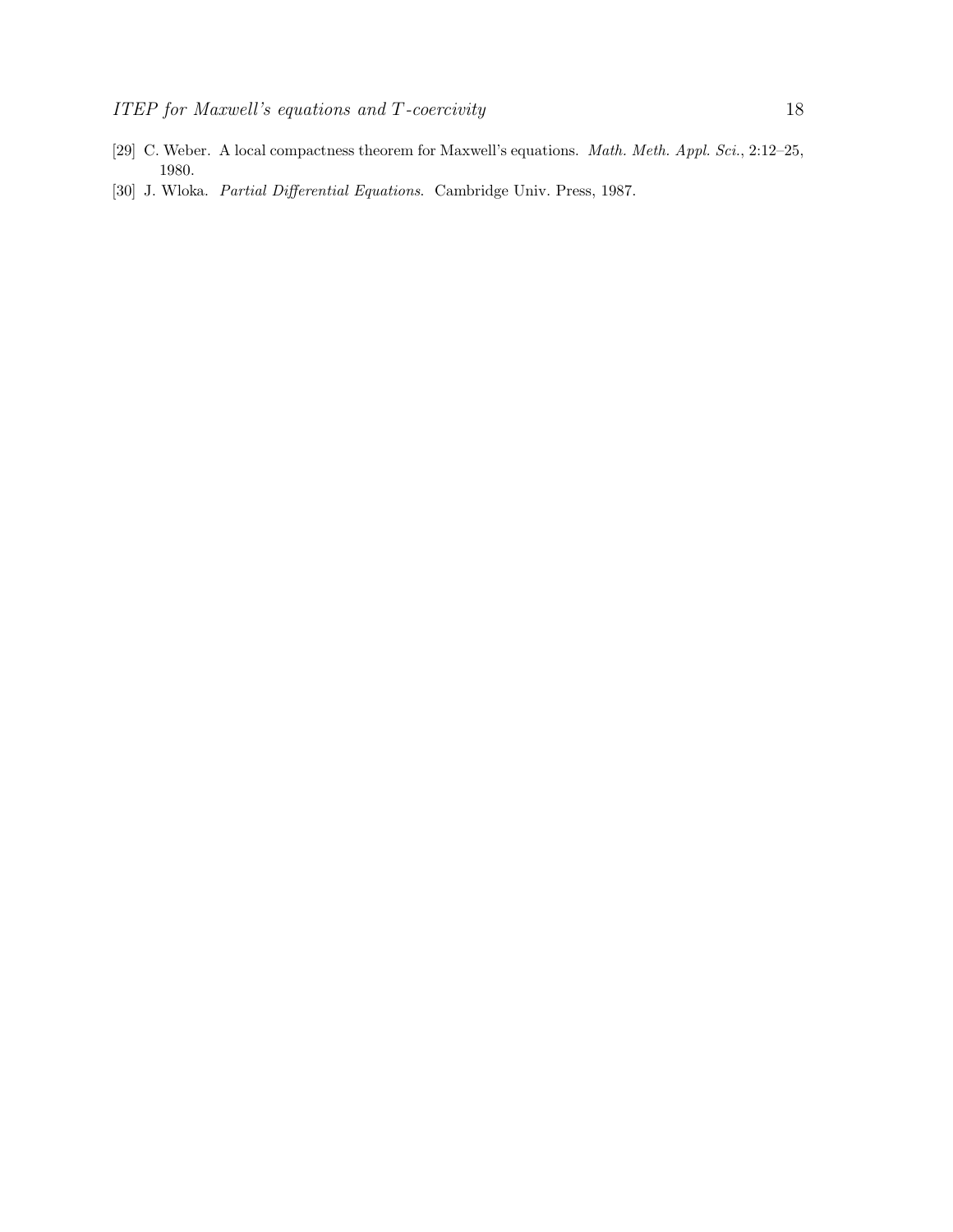[29] C. Weber. A local compactness theorem for Maxwell's equations. *Math. Meth. Appl. Sci.*, 2:12–25, 1980.

[30] J. Wloka. *Partial Differential Equations*. Cambridge Univ. Press, 1987.